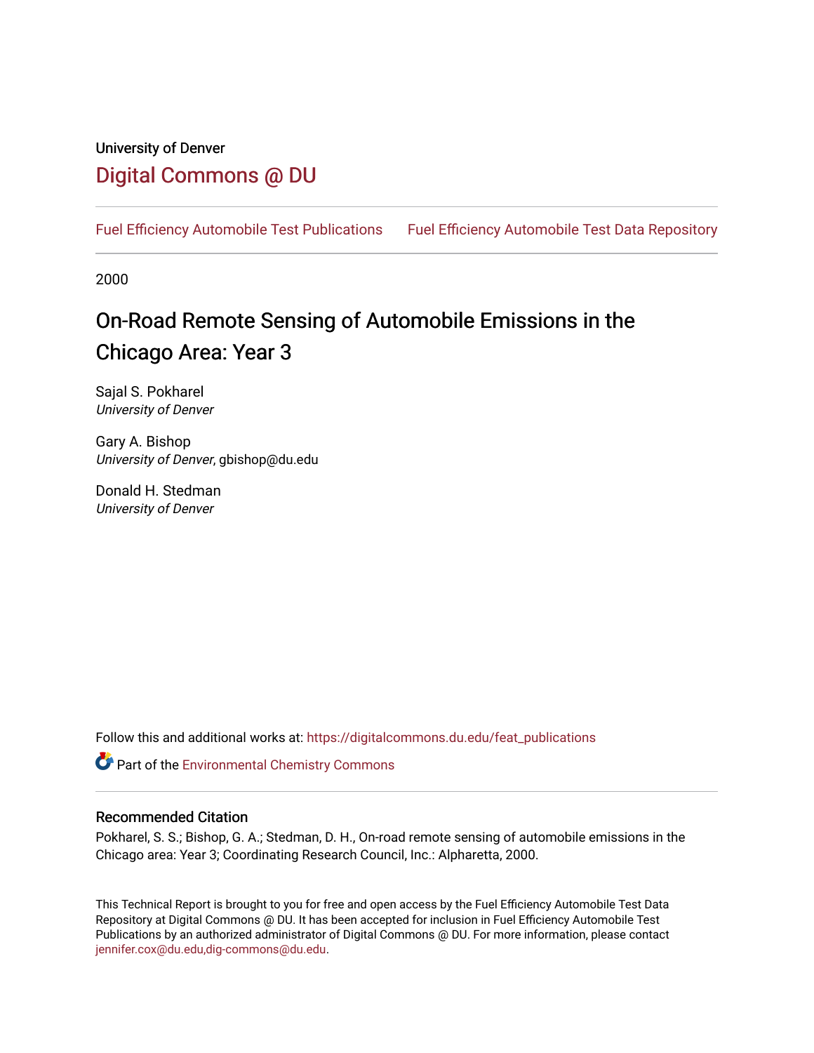University of Denver

# Digital Commons @ DU

Fuel Efficiency Automobile Test Publications     Fuel Efficiency Automobile Test Data Repository

2000

# On-Road Remote Sensing of Automobile Emissions in the Chicago Area: Year 3

Sajal S. Pokharel
*University of Denver*

Gary A. Bishop
*University of Denver*, gbishop@du.edu

Donald H. Stedman
*University of Denver*

Follow this and additional works at: https://digitalcommons.du.edu/feat_publications

Part of the Environmental Chemistry Commons

### Recommended Citation

Pokharel, S. S.; Bishop, G. A.; Stedman, D. H., On-road remote sensing of automobile emissions in the Chicago area: Year 3; Coordinating Research Council, Inc.: Alpharetta, 2000.

This Technical Report is brought to you for free and open access by the Fuel Efficiency Automobile Test Data Repository at Digital Commons @ DU. It has been accepted for inclusion in Fuel Efficiency Automobile Test Publications by an authorized administrator of Digital Commons @ DU. For more information, please contact jennifer.cox@du.edu,dig-commons@du.edu.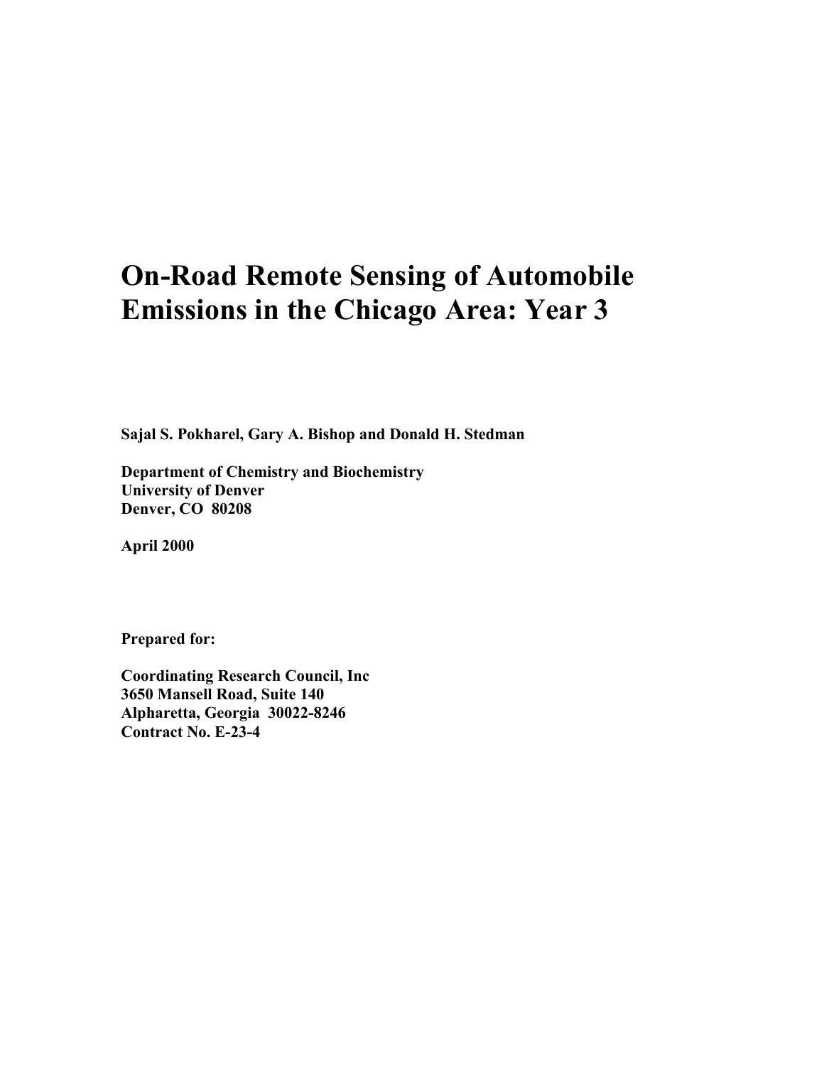# On-Road Remote Sensing of Automobile Emissions in the Chicago Area: Year 3

**Sajal S. Pokharel, Gary A. Bishop and Donald H. Stedman**

**Department of Chemistry and Biochemistry**
**University of Denver**
**Denver, CO 80208**

**April 2000**

**Prepared for:**

**Coordinating Research Council, Inc**
**3650 Mansell Road, Suite 140**
**Alpharetta, Georgia 30022-8246**
**Contract No. E-23-4**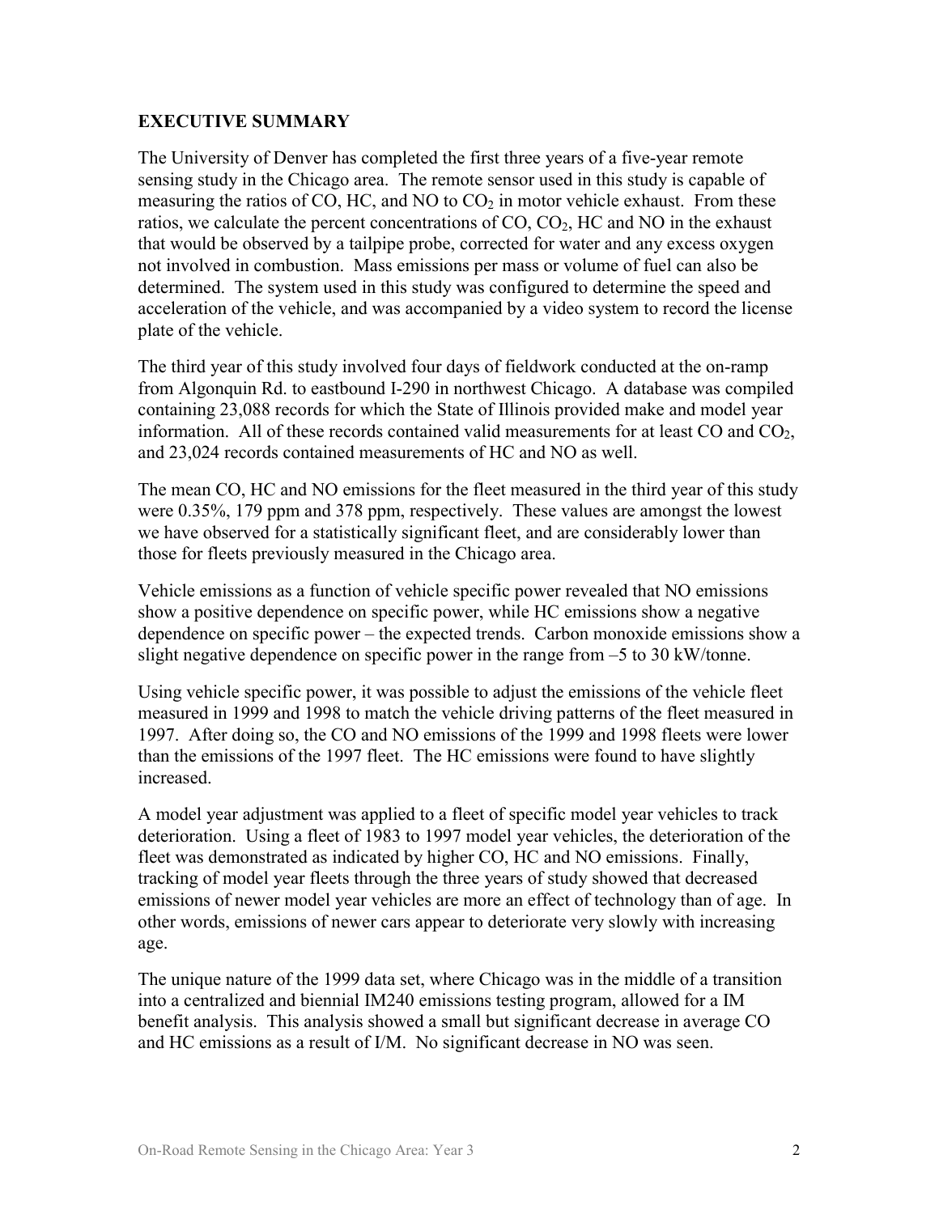## EXECUTIVE SUMMARY

The University of Denver has completed the first three years of a five-year remote sensing study in the Chicago area. The remote sensor used in this study is capable of measuring the ratios of CO, HC, and NO to $CO_2$ in motor vehicle exhaust. From these ratios, we calculate the percent concentrations of CO, $CO_2$, HC and NO in the exhaust that would be observed by a tailpipe probe, corrected for water and any excess oxygen not involved in combustion. Mass emissions per mass or volume of fuel can also be determined. The system used in this study was configured to determine the speed and acceleration of the vehicle, and was accompanied by a video system to record the license plate of the vehicle.

The third year of this study involved four days of fieldwork conducted at the on-ramp from Algonquin Rd. to eastbound I-290 in northwest Chicago. A database was compiled containing 23,088 records for which the State of Illinois provided make and model year information. All of these records contained valid measurements for at least CO and $CO_2$, and 23,024 records contained measurements of HC and NO as well.

The mean CO, HC and NO emissions for the fleet measured in the third year of this study were 0.35%, 179 ppm and 378 ppm, respectively. These values are amongst the lowest we have observed for a statistically significant fleet, and are considerably lower than those for fleets previously measured in the Chicago area.

Vehicle emissions as a function of vehicle specific power revealed that NO emissions show a positive dependence on specific power, while HC emissions show a negative dependence on specific power – the expected trends. Carbon monoxide emissions show a slight negative dependence on specific power in the range from –5 to 30 kW/tonne.

Using vehicle specific power, it was possible to adjust the emissions of the vehicle fleet measured in 1999 and 1998 to match the vehicle driving patterns of the fleet measured in 1997. After doing so, the CO and NO emissions of the 1999 and 1998 fleets were lower than the emissions of the 1997 fleet. The HC emissions were found to have slightly increased.

A model year adjustment was applied to a fleet of specific model year vehicles to track deterioration. Using a fleet of 1983 to 1997 model year vehicles, the deterioration of the fleet was demonstrated as indicated by higher CO, HC and NO emissions. Finally, tracking of model year fleets through the three years of study showed that decreased emissions of newer model year vehicles are more an effect of technology than of age. In other words, emissions of newer cars appear to deteriorate very slowly with increasing age.

The unique nature of the 1999 data set, where Chicago was in the middle of a transition into a centralized and biennial IM240 emissions testing program, allowed for a IM benefit analysis. This analysis showed a small but significant decrease in average CO and HC emissions as a result of I/M. No significant decrease in NO was seen.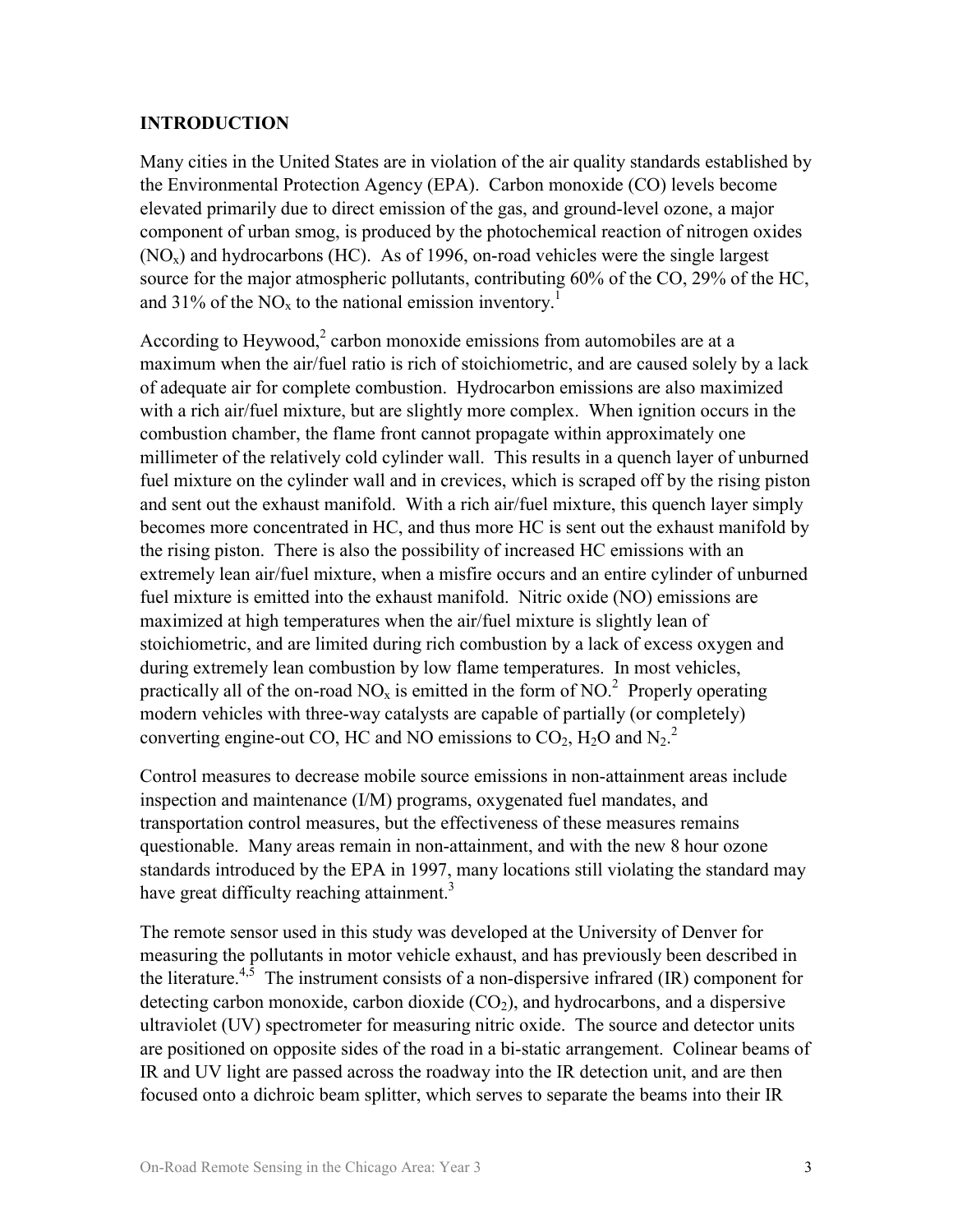## INTRODUCTION

Many cities in the United States are in violation of the air quality standards established by the Environmental Protection Agency (EPA). Carbon monoxide (CO) levels become elevated primarily due to direct emission of the gas, and ground-level ozone, a major component of urban smog, is produced by the photochemical reaction of nitrogen oxides ($NO_x$) and hydrocarbons (HC). As of 1996, on-road vehicles were the single largest source for the major atmospheric pollutants, contributing 60% of the CO, 29% of the HC, and 31% of the $NO_x$ to the national emission inventory.[1]

According to Heywood,[2] carbon monoxide emissions from automobiles are at a maximum when the air/fuel ratio is rich of stoichiometric, and are caused solely by a lack of adequate air for complete combustion. Hydrocarbon emissions are also maximized with a rich air/fuel mixture, but are slightly more complex. When ignition occurs in the combustion chamber, the flame front cannot propagate within approximately one millimeter of the relatively cold cylinder wall. This results in a quench layer of unburned fuel mixture on the cylinder wall and in crevices, which is scraped off by the rising piston and sent out the exhaust manifold. With a rich air/fuel mixture, this quench layer simply becomes more concentrated in HC, and thus more HC is sent out the exhaust manifold by the rising piston. There is also the possibility of increased HC emissions with an extremely lean air/fuel mixture, when a misfire occurs and an entire cylinder of unburned fuel mixture is emitted into the exhaust manifold. Nitric oxide (NO) emissions are maximized at high temperatures when the air/fuel mixture is slightly lean of stoichiometric, and are limited during rich combustion by a lack of excess oxygen and during extremely lean combustion by low flame temperatures. In most vehicles, practically all of the on-road $NO_x$ is emitted in the form of NO.[2] Properly operating modern vehicles with three-way catalysts are capable of partially (or completely) converting engine-out CO, HC and NO emissions to $CO_2$, $H_2O$ and $N_2$.[2]

Control measures to decrease mobile source emissions in non-attainment areas include inspection and maintenance (I/M) programs, oxygenated fuel mandates, and transportation control measures, but the effectiveness of these measures remains questionable. Many areas remain in non-attainment, and with the new 8 hour ozone standards introduced by the EPA in 1997, many locations still violating the standard may have great difficulty reaching attainment.[3]

The remote sensor used in this study was developed at the University of Denver for measuring the pollutants in motor vehicle exhaust, and has previously been described in the literature.[4,5] The instrument consists of a non-dispersive infrared (IR) component for detecting carbon monoxide, carbon dioxide ($CO_2$), and hydrocarbons, and a dispersive ultraviolet (UV) spectrometer for measuring nitric oxide. The source and detector units are positioned on opposite sides of the road in a bi-static arrangement. Colinear beams of IR and UV light are passed across the roadway into the IR detection unit, and are then focused onto a dichroic beam splitter, which serves to separate the beams into their IR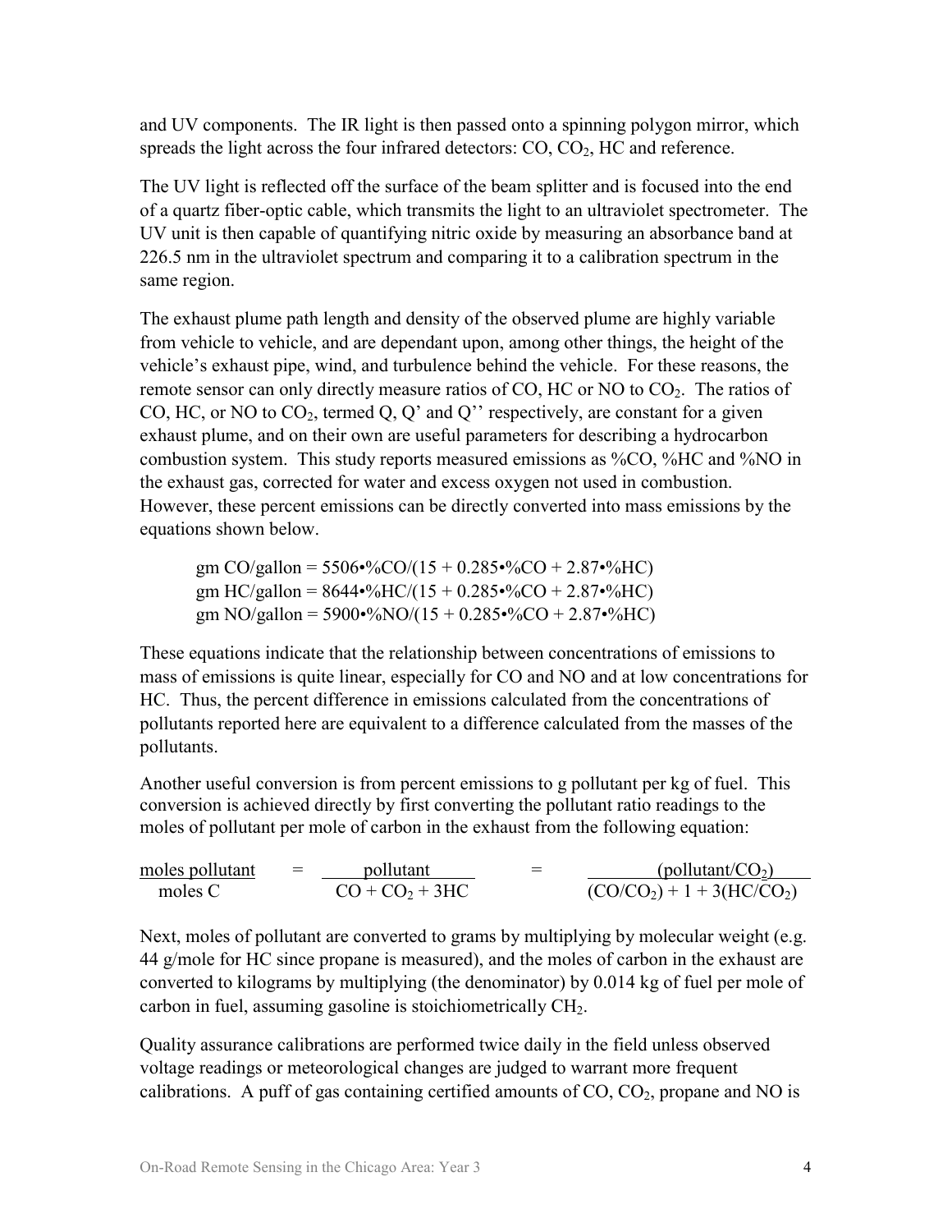and UV components. The IR light is then passed onto a spinning polygon mirror, which spreads the light across the four infrared detectors: CO, $CO_2$, HC and reference.

The UV light is reflected off the surface of the beam splitter and is focused into the end of a quartz fiber-optic cable, which transmits the light to an ultraviolet spectrometer. The UV unit is then capable of quantifying nitric oxide by measuring an absorbance band at 226.5 nm in the ultraviolet spectrum and comparing it to a calibration spectrum in the same region.

The exhaust plume path length and density of the observed plume are highly variable from vehicle to vehicle, and are dependant upon, among other things, the height of the vehicle's exhaust pipe, wind, and turbulence behind the vehicle. For these reasons, the remote sensor can only directly measure ratios of CO, HC or NO to $CO_2$. The ratios of CO, HC, or NO to $CO_2$, termed Q, Q' and Q'' respectively, are constant for a given exhaust plume, and on their own are useful parameters for describing a hydrocarbon combustion system. This study reports measured emissions as %CO, %HC and %NO in the exhaust gas, corrected for water and excess oxygen not used in combustion. However, these percent emissions can be directly converted into mass emissions by the equations shown below.

$$\text{gm CO/gallon} = 5506 \cdot \%CO / (15 + 0.285 \cdot \%CO + 2.87 \cdot \%HC)$$
$$\text{gm HC/gallon} = 8644 \cdot \%HC / (15 + 0.285 \cdot \%CO + 2.87 \cdot \%HC)$$
$$\text{gm NO/gallon} = 5900 \cdot \%NO / (15 + 0.285 \cdot \%CO + 2.87 \cdot \%HC)$$

These equations indicate that the relationship between concentrations of emissions to mass of emissions is quite linear, especially for CO and NO and at low concentrations for HC. Thus, the percent difference in emissions calculated from the concentrations of pollutants reported here are equivalent to a difference calculated from the masses of the pollutants.

Another useful conversion is from percent emissions to g pollutant per kg of fuel. This conversion is achieved directly by first converting the pollutant ratio readings to the moles of pollutant per mole of carbon in the exhaust from the following equation:

$$\frac{\text{moles pollutant}}{\text{moles C}} = \frac{\text{pollutant}}{CO + CO_2 + 3HC} = \frac{(\text{pollutant}/CO_2)}{(CO/CO_2) + 1 + 3(HC/CO_2)}$$

Next, moles of pollutant are converted to grams by multiplying by molecular weight (e.g. 44 g/mole for HC since propane is measured), and the moles of carbon in the exhaust are converted to kilograms by multiplying (the denominator) by 0.014 kg of fuel per mole of carbon in fuel, assuming gasoline is stoichiometrically $CH_2$.

Quality assurance calibrations are performed twice daily in the field unless observed voltage readings or meteorological changes are judged to warrant more frequent calibrations. A puff of gas containing certified amounts of CO, $CO_2$, propane and NO is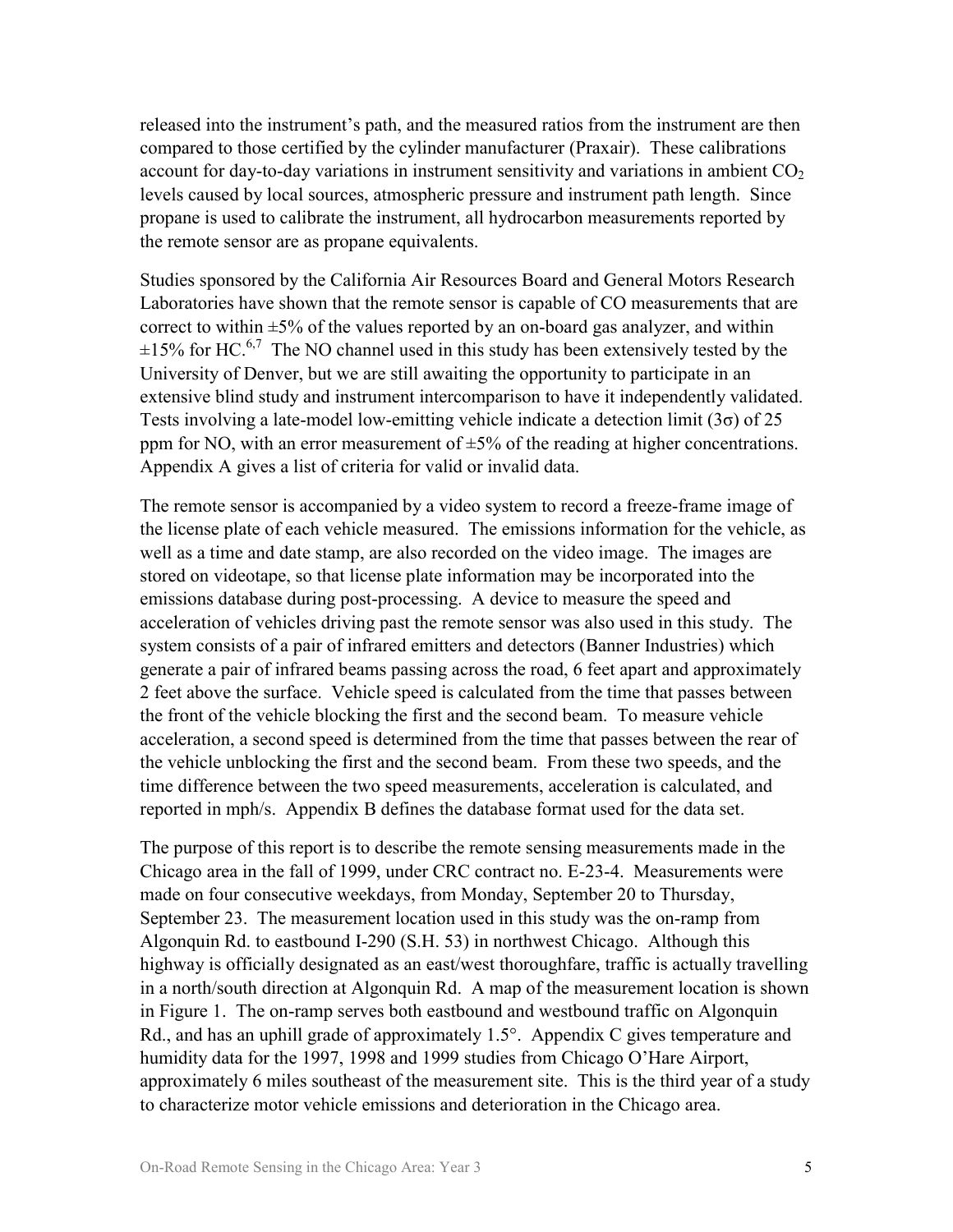released into the instrument's path, and the measured ratios from the instrument are then compared to those certified by the cylinder manufacturer (Praxair). These calibrations account for day-to-day variations in instrument sensitivity and variations in ambient $CO_2$ levels caused by local sources, atmospheric pressure and instrument path length. Since propane is used to calibrate the instrument, all hydrocarbon measurements reported by the remote sensor are as propane equivalents.

Studies sponsored by the California Air Resources Board and General Motors Research Laboratories have shown that the remote sensor is capable of CO measurements that are correct to within ±5% of the values reported by an on-board gas analyzer, and within ±15% for HC.[6,7] The NO channel used in this study has been extensively tested by the University of Denver, but we are still awaiting the opportunity to participate in an extensive blind study and instrument intercomparison to have it independently validated. Tests involving a late-model low-emitting vehicle indicate a detection limit ($3\sigma$) of 25 ppm for NO, with an error measurement of ±5% of the reading at higher concentrations. Appendix A gives a list of criteria for valid or invalid data.

The remote sensor is accompanied by a video system to record a freeze-frame image of the license plate of each vehicle measured. The emissions information for the vehicle, as well as a time and date stamp, are also recorded on the video image. The images are stored on videotape, so that license plate information may be incorporated into the emissions database during post-processing. A device to measure the speed and acceleration of vehicles driving past the remote sensor was also used in this study. The system consists of a pair of infrared emitters and detectors (Banner Industries) which generate a pair of infrared beams passing across the road, 6 feet apart and approximately 2 feet above the surface. Vehicle speed is calculated from the time that passes between the front of the vehicle blocking the first and the second beam. To measure vehicle acceleration, a second speed is determined from the time that passes between the rear of the vehicle unblocking the first and the second beam. From these two speeds, and the time difference between the two speed measurements, acceleration is calculated, and reported in mph/s. Appendix B defines the database format used for the data set.

The purpose of this report is to describe the remote sensing measurements made in the Chicago area in the fall of 1999, under CRC contract no. E-23-4. Measurements were made on four consecutive weekdays, from Monday, September 20 to Thursday, September 23. The measurement location used in this study was the on-ramp from Algonquin Rd. to eastbound I-290 (S.H. 53) in northwest Chicago. Although this highway is officially designated as an east/west thoroughfare, traffic is actually travelling in a north/south direction at Algonquin Rd. A map of the measurement location is shown in Figure 1. The on-ramp serves both eastbound and westbound traffic on Algonquin Rd., and has an uphill grade of approximately 1.5°. Appendix C gives temperature and humidity data for the 1997, 1998 and 1999 studies from Chicago O'Hare Airport, approximately 6 miles southeast of the measurement site. This is the third year of a study to characterize motor vehicle emissions and deterioration in the Chicago area.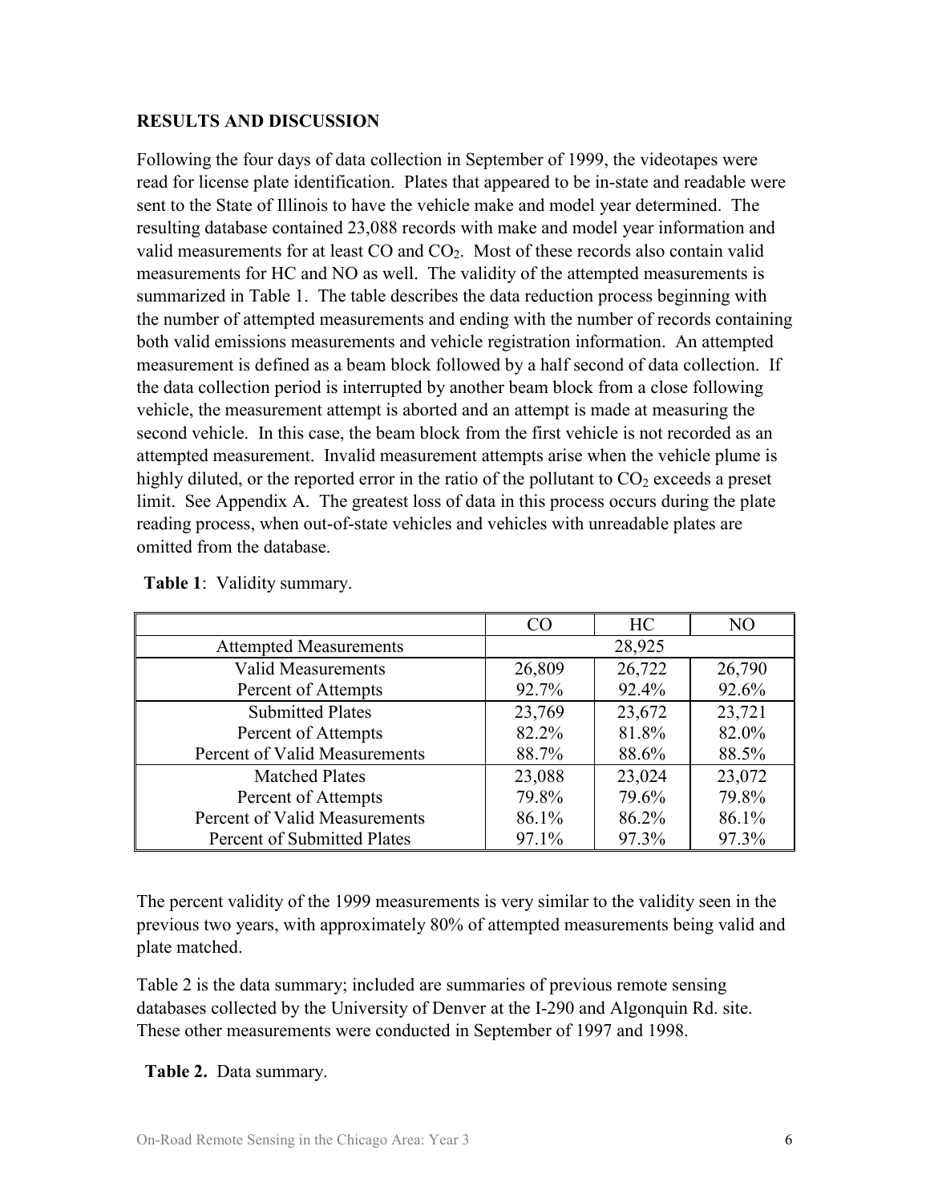## RESULTS AND DISCUSSION

Following the four days of data collection in September of 1999, the videotapes were read for license plate identification. Plates that appeared to be in-state and readable were sent to the State of Illinois to have the vehicle make and model year determined. The resulting database contained 23,088 records with make and model year information and valid measurements for at least CO and $CO_2$. Most of these records also contain valid measurements for HC and NO as well. The validity of the attempted measurements is summarized in Table 1. The table describes the data reduction process beginning with the number of attempted measurements and ending with the number of records containing both valid emissions measurements and vehicle registration information. An attempted measurement is defined as a beam block followed by a half second of data collection. If the data collection period is interrupted by another beam block from a close following vehicle, the measurement attempt is aborted and an attempt is made at measuring the second vehicle. In this case, the beam block from the first vehicle is not recorded as an attempted measurement. Invalid measurement attempts arise when the vehicle plume is highly diluted, or the reported error in the ratio of the pollutant to $CO_2$ exceeds a preset limit. See Appendix A. The greatest loss of data in this process occurs during the plate reading process, when out-of-state vehicles and vehicles with unreadable plates are omitted from the database.

**Table 1**: Validity summary.

| | CO | HC | NO |
|---|---|---|---|
| Attempted Measurements | 28,925 | | |
| Valid Measurements | 26,809 | 26,722 | 26,790 |
| Percent of Attempts | 92.7% | 92.4% | 92.6% |
| Submitted Plates | 23,769 | 23,672 | 23,721 |
| Percent of Attempts | 82.2% | 81.8% | 82.0% |
| Percent of Valid Measurements | 88.7% | 88.6% | 88.5% |
| Matched Plates | 23,088 | 23,024 | 23,072 |
| Percent of Attempts | 79.8% | 79.6% | 79.8% |
| Percent of Valid Measurements | 86.1% | 86.2% | 86.1% |
| Percent of Submitted Plates | 97.1% | 97.3% | 97.3% |

The percent validity of the 1999 measurements is very similar to the validity seen in the previous two years, with approximately 80% of attempted measurements being valid and plate matched.

Table 2 is the data summary; included are summaries of previous remote sensing databases collected by the University of Denver at the I-290 and Algonquin Rd. site. These other measurements were conducted in September of 1997 and 1998.

**Table 2.** Data summary.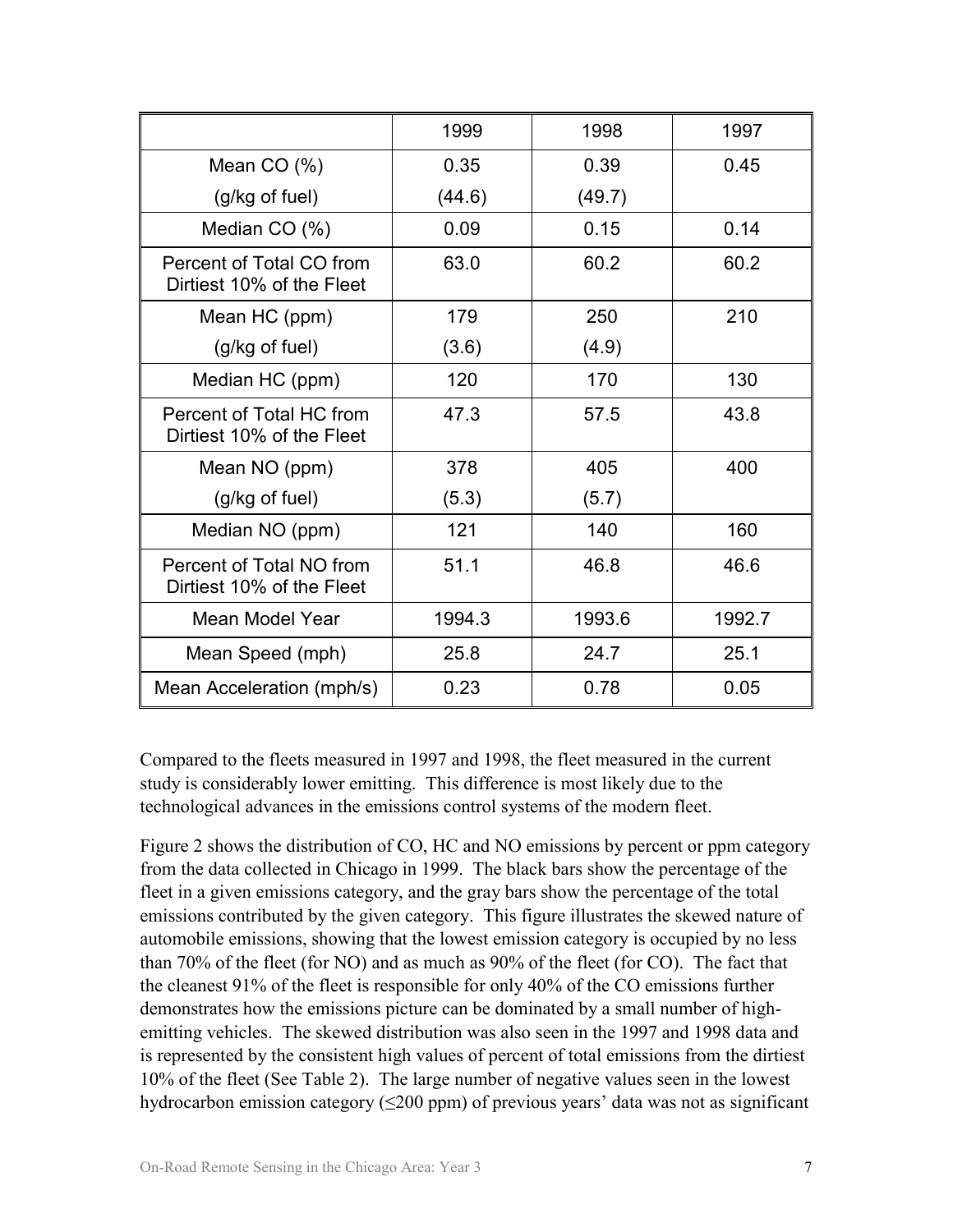| | 1999 | 1998 | 1997 |
|---|---|---|---|
| Mean CO (%)<br>(g/kg of fuel) | 0.35<br>(44.6) | 0.39<br>(49.7) | 0.45 |
| Median CO (%) | 0.09 | 0.15 | 0.14 |
| Percent of Total CO from Dirtiest 10% of the Fleet | 63.0 | 60.2 | 60.2 |
| Mean HC (ppm)<br>(g/kg of fuel) | 179<br>(3.6) | 250<br>(4.9) | 210 |
| Median HC (ppm) | 120 | 170 | 130 |
| Percent of Total HC from Dirtiest 10% of the Fleet | 47.3 | 57.5 | 43.8 |
| Mean NO (ppm)<br>(g/kg of fuel) | 378<br>(5.3) | 405<br>(5.7) | 400 |
| Median NO (ppm) | 121 | 140 | 160 |
| Percent of Total NO from Dirtiest 10% of the Fleet | 51.1 | 46.8 | 46.6 |
| Mean Model Year | 1994.3 | 1993.6 | 1992.7 |
| Mean Speed (mph) | 25.8 | 24.7 | 25.1 |
| Mean Acceleration (mph/s) | 0.23 | 0.78 | 0.05 |

Compared to the fleets measured in 1997 and 1998, the fleet measured in the current study is considerably lower emitting. This difference is most likely due to the technological advances in the emissions control systems of the modern fleet.

Figure 2 shows the distribution of CO, HC and NO emissions by percent or ppm category from the data collected in Chicago in 1999. The black bars show the percentage of the fleet in a given emissions category, and the gray bars show the percentage of the total emissions contributed by the given category. This figure illustrates the skewed nature of automobile emissions, showing that the lowest emission category is occupied by no less than 70% of the fleet (for NO) and as much as 90% of the fleet (for CO). The fact that the cleanest 91% of the fleet is responsible for only 40% of the CO emissions further demonstrates how the emissions picture can be dominated by a small number of high-emitting vehicles. The skewed distribution was also seen in the 1997 and 1998 data and is represented by the consistent high values of percent of total emissions from the dirtiest 10% of the fleet (See Table 2). The large number of negative values seen in the lowest hydrocarbon emission category (≤200 ppm) of previous years' data was not as significant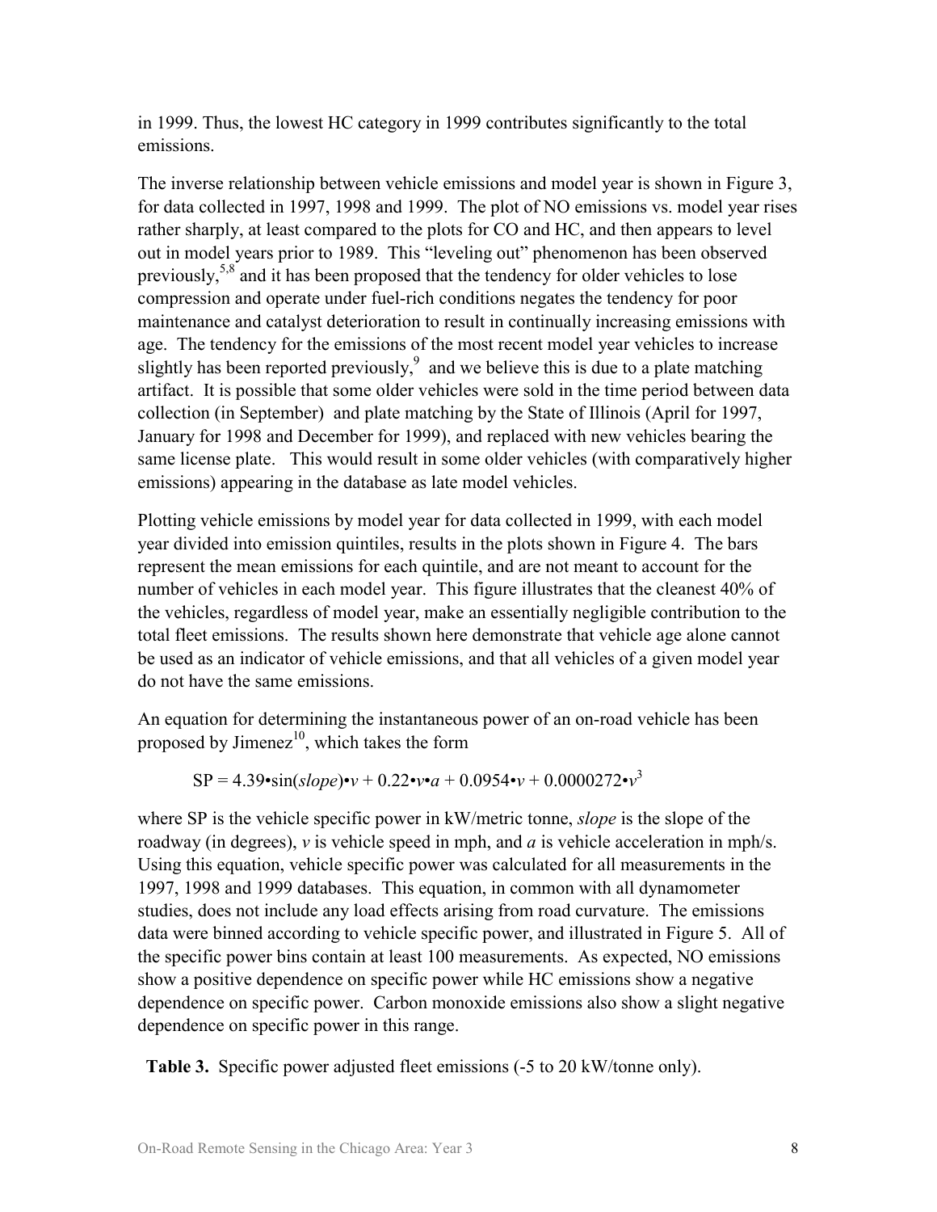in 1999. Thus, the lowest HC category in 1999 contributes significantly to the total emissions.

The inverse relationship between vehicle emissions and model year is shown in Figure 3, for data collected in 1997, 1998 and 1999. The plot of NO emissions vs. model year rises rather sharply, at least compared to the plots for CO and HC, and then appears to level out in model years prior to 1989. This "leveling out" phenomenon has been observed previously,[5,8] and it has been proposed that the tendency for older vehicles to lose compression and operate under fuel-rich conditions negates the tendency for poor maintenance and catalyst deterioration to result in continually increasing emissions with age. The tendency for the emissions of the most recent model year vehicles to increase slightly has been reported previously,[9] and we believe this is due to a plate matching artifact. It is possible that some older vehicles were sold in the time period between data collection (in September) and plate matching by the State of Illinois (April for 1997, January for 1998 and December for 1999), and replaced with new vehicles bearing the same license plate. This would result in some older vehicles (with comparatively higher emissions) appearing in the database as late model vehicles.

Plotting vehicle emissions by model year for data collected in 1999, with each model year divided into emission quintiles, results in the plots shown in Figure 4. The bars represent the mean emissions for each quintile, and are not meant to account for the number of vehicles in each model year. This figure illustrates that the cleanest 40% of the vehicles, regardless of model year, make an essentially negligible contribution to the total fleet emissions. The results shown here demonstrate that vehicle age alone cannot be used as an indicator of vehicle emissions, and that all vehicles of a given model year do not have the same emissions.

An equation for determining the instantaneous power of an on-road vehicle has been proposed by Jimenez[10], which takes the form

$$SP = 4.39 \cdot \sin(slope) \cdot v + 0.22 \cdot v \cdot a + 0.0954 \cdot v + 0.0000272 \cdot v^3$$

where SP is the vehicle specific power in kW/metric tonne, *slope* is the slope of the roadway (in degrees), $v$ is vehicle speed in mph, and $a$ is vehicle acceleration in mph/s. Using this equation, vehicle specific power was calculated for all measurements in the 1997, 1998 and 1999 databases. This equation, in common with all dynamometer studies, does not include any load effects arising from road curvature. The emissions data were binned according to vehicle specific power, and illustrated in Figure 5. All of the specific power bins contain at least 100 measurements. As expected, NO emissions show a positive dependence on specific power while HC emissions show a negative dependence on specific power. Carbon monoxide emissions also show a slight negative dependence on specific power in this range.

**Table 3.** Specific power adjusted fleet emissions (-5 to 20 kW/tonne only).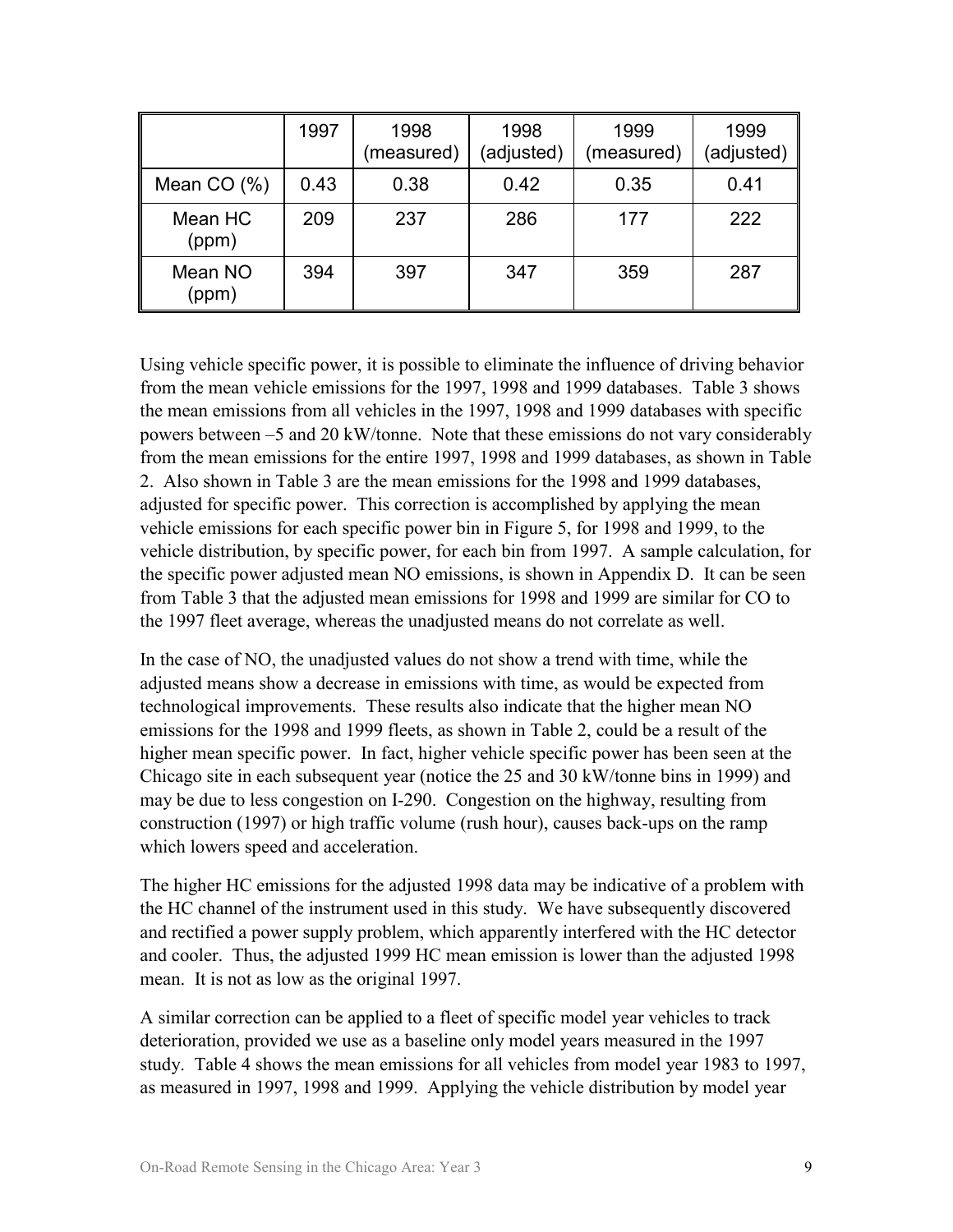| | 1997 | 1998 (measured) | 1998 (adjusted) | 1999 (measured) | 1999 (adjusted) |
|---|---|---|---|---|---|
| Mean CO (%) | 0.43 | 0.38 | 0.42 | 0.35 | 0.41 |
| Mean HC (ppm) | 209 | 237 | 286 | 177 | 222 |
| Mean NO (ppm) | 394 | 397 | 347 | 359 | 287 |

Using vehicle specific power, it is possible to eliminate the influence of driving behavior from the mean vehicle emissions for the 1997, 1998 and 1999 databases. Table 3 shows the mean emissions from all vehicles in the 1997, 1998 and 1999 databases with specific powers between –5 and 20 kW/tonne. Note that these emissions do not vary considerably from the mean emissions for the entire 1997, 1998 and 1999 databases, as shown in Table 2. Also shown in Table 3 are the mean emissions for the 1998 and 1999 databases, adjusted for specific power. This correction is accomplished by applying the mean vehicle emissions for each specific power bin in Figure 5, for 1998 and 1999, to the vehicle distribution, by specific power, for each bin from 1997. A sample calculation, for the specific power adjusted mean NO emissions, is shown in Appendix D. It can be seen from Table 3 that the adjusted mean emissions for 1998 and 1999 are similar for CO to the 1997 fleet average, whereas the unadjusted means do not correlate as well.

In the case of NO, the unadjusted values do not show a trend with time, while the adjusted means show a decrease in emissions with time, as would be expected from technological improvements. These results also indicate that the higher mean NO emissions for the 1998 and 1999 fleets, as shown in Table 2, could be a result of the higher mean specific power. In fact, higher vehicle specific power has been seen at the Chicago site in each subsequent year (notice the 25 and 30 kW/tonne bins in 1999) and may be due to less congestion on I-290. Congestion on the highway, resulting from construction (1997) or high traffic volume (rush hour), causes back-ups on the ramp which lowers speed and acceleration.

The higher HC emissions for the adjusted 1998 data may be indicative of a problem with the HC channel of the instrument used in this study. We have subsequently discovered and rectified a power supply problem, which apparently interfered with the HC detector and cooler. Thus, the adjusted 1999 HC mean emission is lower than the adjusted 1998 mean. It is not as low as the original 1997.

A similar correction can be applied to a fleet of specific model year vehicles to track deterioration, provided we use as a baseline only model years measured in the 1997 study. Table 4 shows the mean emissions for all vehicles from model year 1983 to 1997, as measured in 1997, 1998 and 1999. Applying the vehicle distribution by model year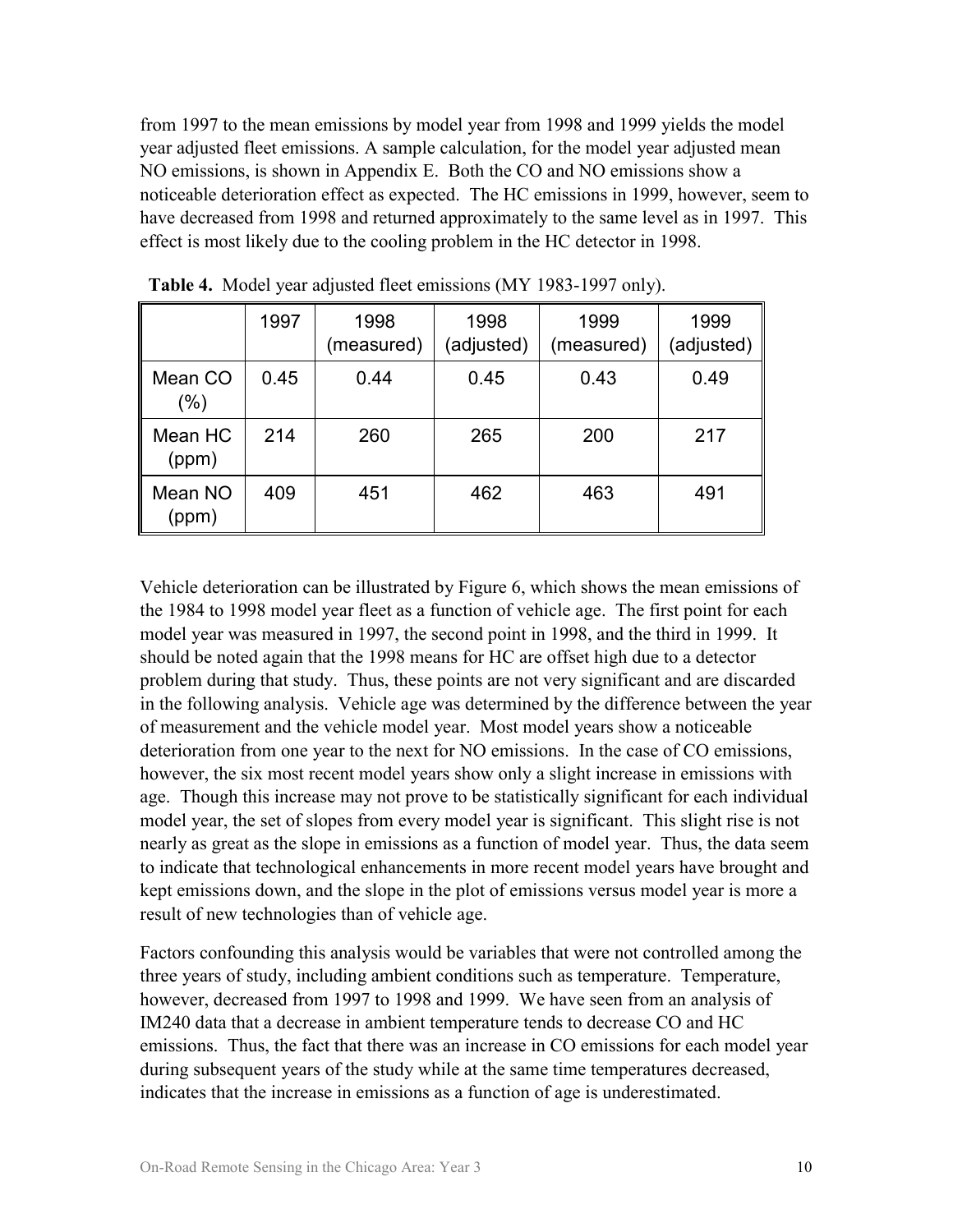from 1997 to the mean emissions by model year from 1998 and 1999 yields the model year adjusted fleet emissions. A sample calculation, for the model year adjusted mean NO emissions, is shown in Appendix E. Both the CO and NO emissions show a noticeable deterioration effect as expected. The HC emissions in 1999, however, seem to have decreased from 1998 and returned approximately to the same level as in 1997. This effect is most likely due to the cooling problem in the HC detector in 1998.

**Table 4.** Model year adjusted fleet emissions (MY 1983-1997 only).

| | 1997 | 1998 (measured) | 1998 (adjusted) | 1999 (measured) | 1999 (adjusted) |
|---|---|---|---|---|---|
| Mean CO (%) | 0.45 | 0.44 | 0.45 | 0.43 | 0.49 |
| Mean HC (ppm) | 214 | 260 | 265 | 200 | 217 |
| Mean NO (ppm) | 409 | 451 | 462 | 463 | 491 |

Vehicle deterioration can be illustrated by Figure 6, which shows the mean emissions of the 1984 to 1998 model year fleet as a function of vehicle age. The first point for each model year was measured in 1997, the second point in 1998, and the third in 1999. It should be noted again that the 1998 means for HC are offset high due to a detector problem during that study. Thus, these points are not very significant and are discarded in the following analysis. Vehicle age was determined by the difference between the year of measurement and the vehicle model year. Most model years show a noticeable deterioration from one year to the next for NO emissions. In the case of CO emissions, however, the six most recent model years show only a slight increase in emissions with age. Though this increase may not prove to be statistically significant for each individual model year, the set of slopes from every model year is significant. This slight rise is not nearly as great as the slope in emissions as a function of model year. Thus, the data seem to indicate that technological enhancements in more recent model years have brought and kept emissions down, and the slope in the plot of emissions versus model year is more a result of new technologies than of vehicle age.

Factors confounding this analysis would be variables that were not controlled among the three years of study, including ambient conditions such as temperature. Temperature, however, decreased from 1997 to 1998 and 1999. We have seen from an analysis of IM240 data that a decrease in ambient temperature tends to decrease CO and HC emissions. Thus, the fact that there was an increase in CO emissions for each model year during subsequent years of the study while at the same time temperatures decreased, indicates that the increase in emissions as a function of age is underestimated.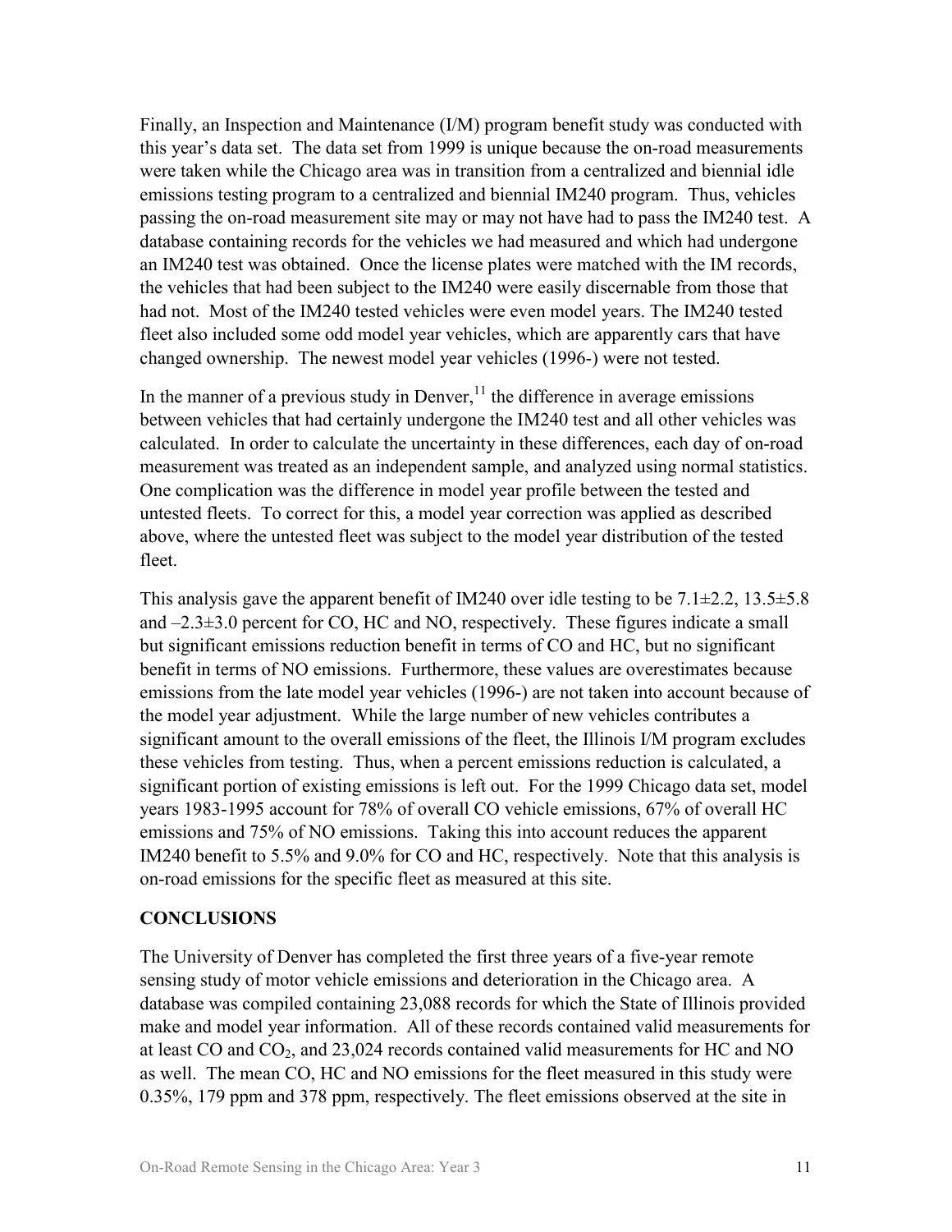Finally, an Inspection and Maintenance (I/M) program benefit study was conducted with this year's data set. The data set from 1999 is unique because the on-road measurements were taken while the Chicago area was in transition from a centralized and biennial idle emissions testing program to a centralized and biennial IM240 program. Thus, vehicles passing the on-road measurement site may or may not have had to pass the IM240 test. A database containing records for the vehicles we had measured and which had undergone an IM240 test was obtained. Once the license plates were matched with the IM records, the vehicles that had been subject to the IM240 were easily discernable from those that had not. Most of the IM240 tested vehicles were even model years. The IM240 tested fleet also included some odd model year vehicles, which are apparently cars that have changed ownership. The newest model year vehicles (1996-) were not tested.

In the manner of a previous study in Denver,[11] the difference in average emissions between vehicles that had certainly undergone the IM240 test and all other vehicles was calculated. In order to calculate the uncertainty in these differences, each day of on-road measurement was treated as an independent sample, and analyzed using normal statistics. One complication was the difference in model year profile between the tested and untested fleets. To correct for this, a model year correction was applied as described above, where the untested fleet was subject to the model year distribution of the tested fleet.

This analysis gave the apparent benefit of IM240 over idle testing to be 7.1±2.2, 13.5±5.8 and –2.3±3.0 percent for CO, HC and NO, respectively. These figures indicate a small but significant emissions reduction benefit in terms of CO and HC, but no significant benefit in terms of NO emissions. Furthermore, these values are overestimates because emissions from the late model year vehicles (1996-) are not taken into account because of the model year adjustment. While the large number of new vehicles contributes a significant amount to the overall emissions of the fleet, the Illinois I/M program excludes these vehicles from testing. Thus, when a percent emissions reduction is calculated, a significant portion of existing emissions is left out. For the 1999 Chicago data set, model years 1983-1995 account for 78% of overall CO vehicle emissions, 67% of overall HC emissions and 75% of NO emissions. Taking this into account reduces the apparent IM240 benefit to 5.5% and 9.0% for CO and HC, respectively. Note that this analysis is on-road emissions for the specific fleet as measured at this site.

## CONCLUSIONS

The University of Denver has completed the first three years of a five-year remote sensing study of motor vehicle emissions and deterioration in the Chicago area. A database was compiled containing 23,088 records for which the State of Illinois provided make and model year information. All of these records contained valid measurements for at least CO and $CO_2$, and 23,024 records contained valid measurements for HC and NO as well. The mean CO, HC and NO emissions for the fleet measured in this study were 0.35%, 179 ppm and 378 ppm, respectively. The fleet emissions observed at the site in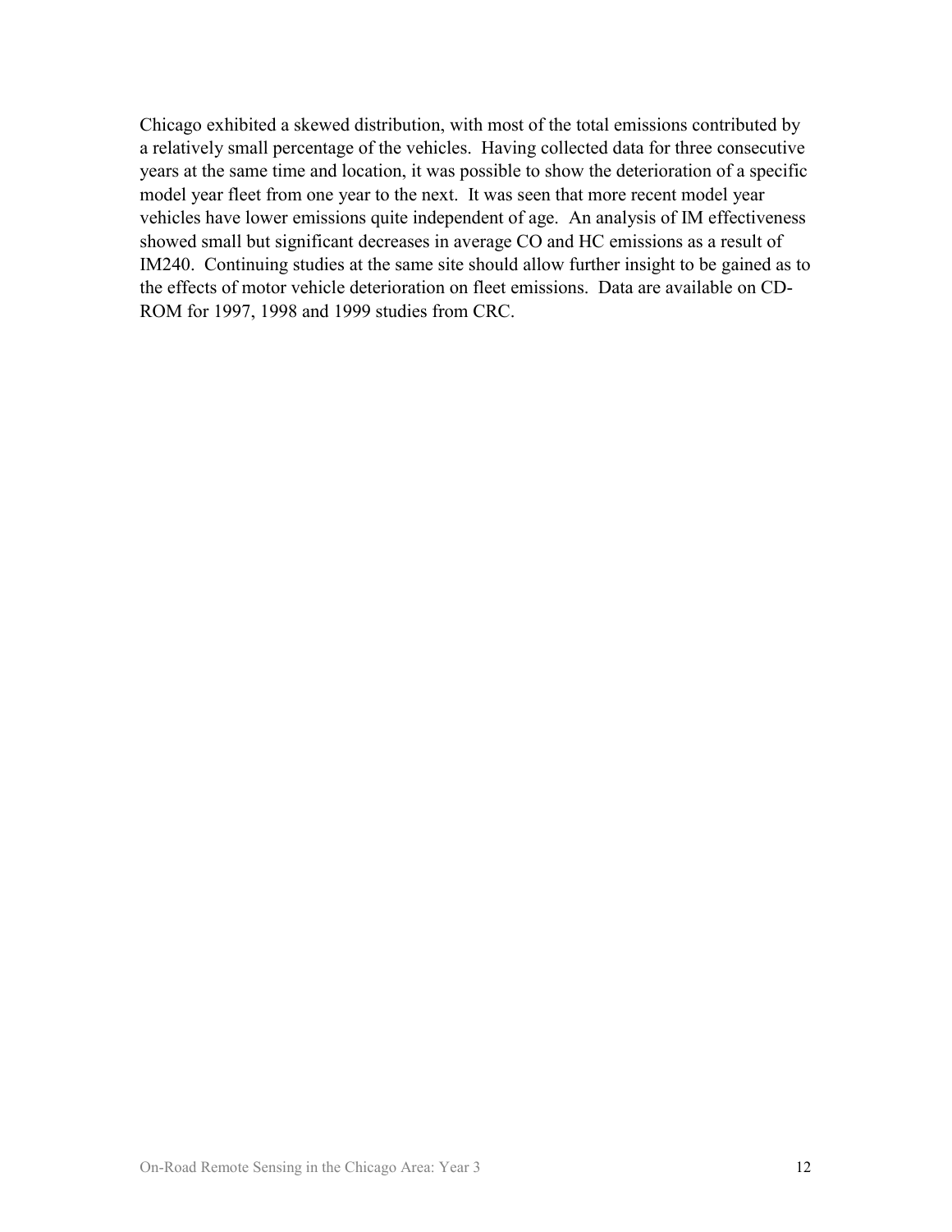Chicago exhibited a skewed distribution, with most of the total emissions contributed by a relatively small percentage of the vehicles. Having collected data for three consecutive years at the same time and location, it was possible to show the deterioration of a specific model year fleet from one year to the next. It was seen that more recent model year vehicles have lower emissions quite independent of age. An analysis of IM effectiveness showed small but significant decreases in average CO and HC emissions as a result of IM240. Continuing studies at the same site should allow further insight to be gained as to the effects of motor vehicle deterioration on fleet emissions. Data are available on CD-ROM for 1997, 1998 and 1999 studies from CRC.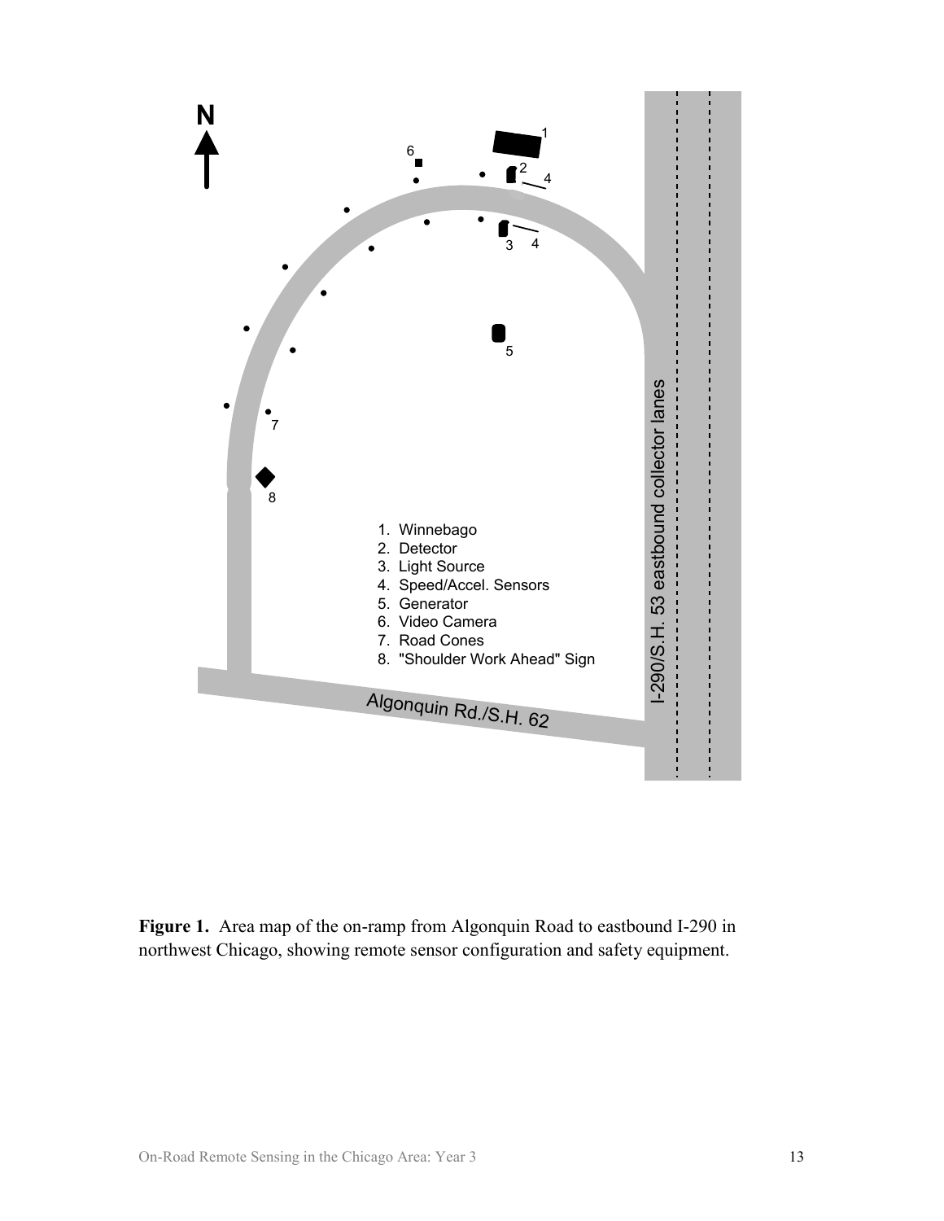**Figure 1.** Area map of the on-ramp from Algonquin Road to eastbound I-290 in northwest Chicago, showing remote sensor configuration and safety equipment.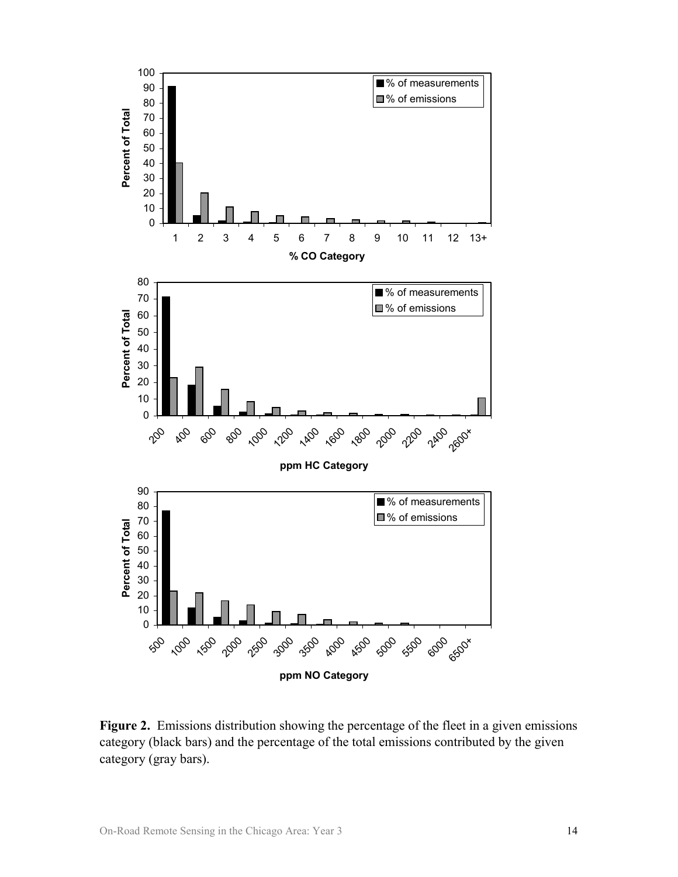**Figure 2.** Emissions distribution showing the percentage of the fleet in a given emissions category (black bars) and the percentage of the total emissions contributed by the given category (gray bars).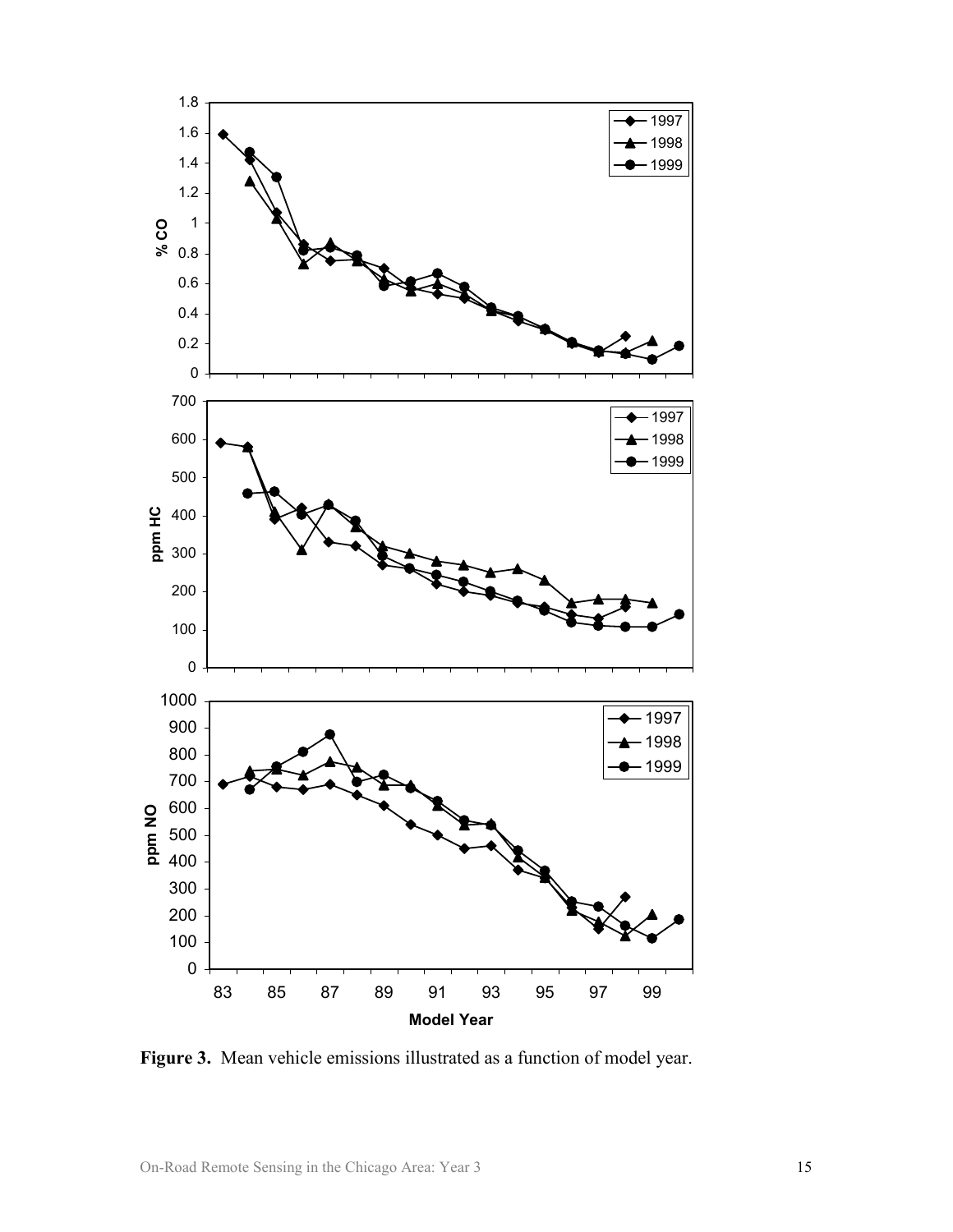**Figure 3.** Mean vehicle emissions illustrated as a function of model year.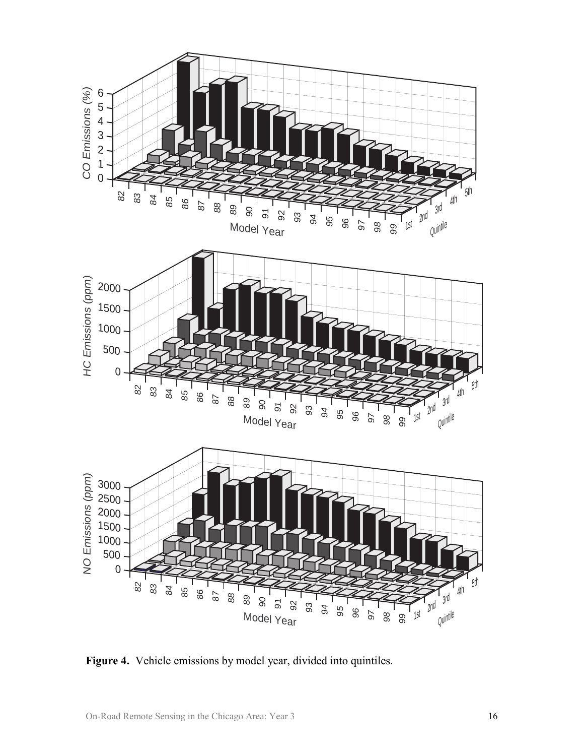**Figure 4.** Vehicle emissions by model year, divided into quintiles.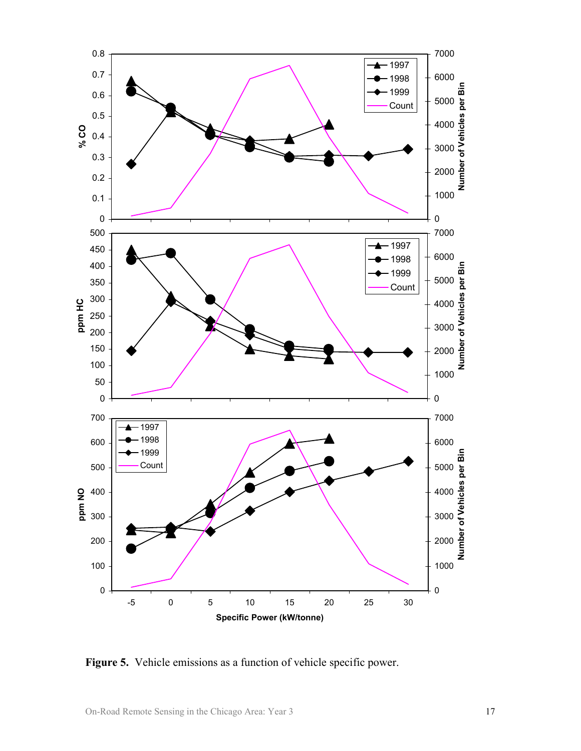**Figure 5.** Vehicle emissions as a function of vehicle specific power.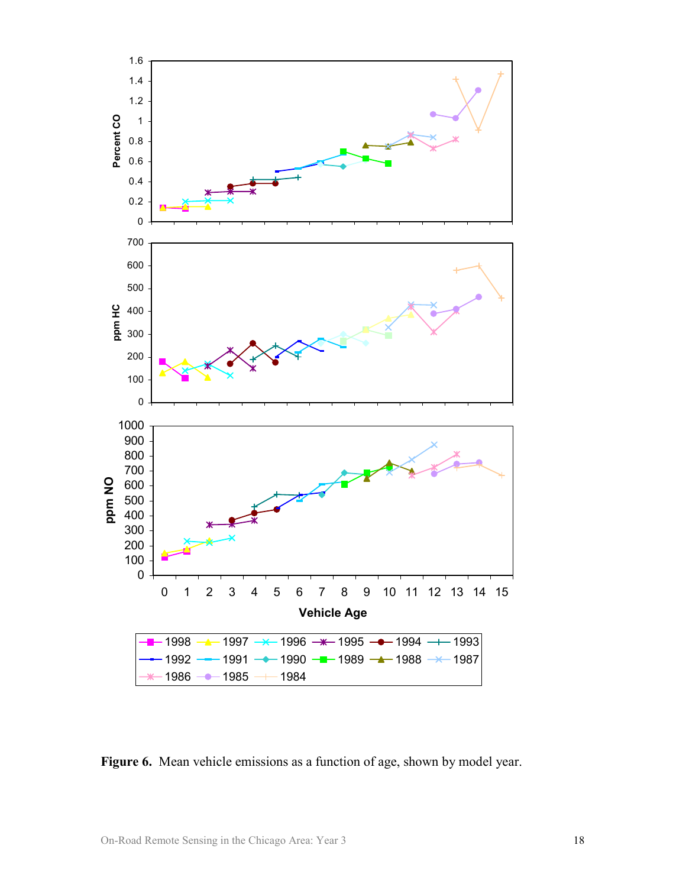**Figure 6.** Mean vehicle emissions as a function of age, shown by model year.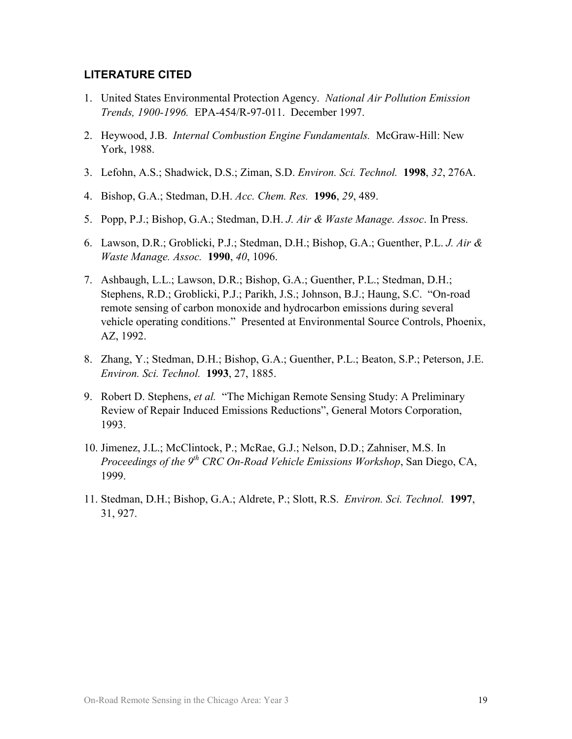## LITERATURE CITED

1. United States Environmental Protection Agency. *National Air Pollution Emission Trends, 1900-1996.* EPA-454/R-97-011. December 1997.

2. Heywood, J.B. *Internal Combustion Engine Fundamentals.* McGraw-Hill: New York, 1988.

3. Lefohn, A.S.; Shadwick, D.S.; Ziman, S.D. *Environ. Sci. Technol.* **1998**, *32*, 276A.

4. Bishop, G.A.; Stedman, D.H. *Acc. Chem. Res.* **1996**, *29*, 489.

5. Popp, P.J.; Bishop, G.A.; Stedman, D.H. *J. Air & Waste Manage. Assoc*. In Press.

6. Lawson, D.R.; Groblicki, P.J.; Stedman, D.H.; Bishop, G.A.; Guenther, P.L. *J. Air & Waste Manage. Assoc.* **1990**, *40*, 1096.

7. Ashbaugh, L.L.; Lawson, D.R.; Bishop, G.A.; Guenther, P.L.; Stedman, D.H.; Stephens, R.D.; Groblicki, P.J.; Parikh, J.S.; Johnson, B.J.; Haung, S.C. "On-road remote sensing of carbon monoxide and hydrocarbon emissions during several vehicle operating conditions." Presented at Environmental Source Controls, Phoenix, AZ, 1992.

8. Zhang, Y.; Stedman, D.H.; Bishop, G.A.; Guenther, P.L.; Beaton, S.P.; Peterson, J.E. *Environ. Sci. Technol.* **1993**, 27, 1885.

9. Robert D. Stephens, *et al.* "The Michigan Remote Sensing Study: A Preliminary Review of Repair Induced Emissions Reductions", General Motors Corporation, 1993.

10. Jimenez, J.L.; McClintock, P.; McRae, G.J.; Nelson, D.D.; Zahniser, M.S. In *Proceedings of the 9th CRC On-Road Vehicle Emissions Workshop*, San Diego, CA, 1999.

11. Stedman, D.H.; Bishop, G.A.; Aldrete, P.; Slott, R.S. *Environ. Sci. Technol.* **1997**, 31, 927.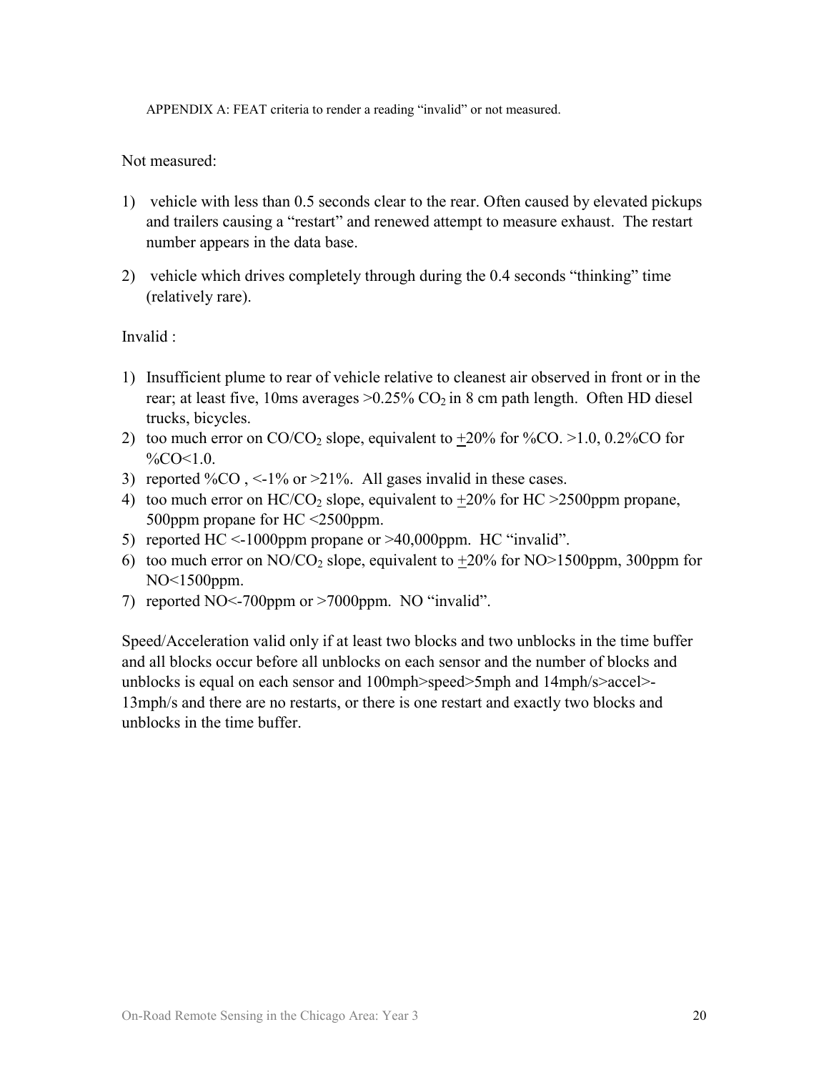APPENDIX A: FEAT criteria to render a reading "invalid" or not measured.

Not measured:

1) vehicle with less than 0.5 seconds clear to the rear. Often caused by elevated pickups and trailers causing a "restart" and renewed attempt to measure exhaust. The restart number appears in the data base.

2) vehicle which drives completely through during the 0.4 seconds "thinking" time (relatively rare).

Invalid :

1) Insufficient plume to rear of vehicle relative to cleanest air observed in front or in the rear; at least five, 10ms averages >0.25% $CO_2$ in 8 cm path length. Often HD diesel trucks, bicycles.
2) too much error on $CO/CO_2$ slope, equivalent to $\pm$20% for %CO. >1.0, 0.2%CO for %CO<1.0.
3) reported %CO , <-1% or >21%. All gases invalid in these cases.
4) too much error on $HC/CO_2$ slope, equivalent to $\pm$20% for HC >2500ppm propane, 500ppm propane for HC <2500ppm.
5) reported HC <-1000ppm propane or >40,000ppm. HC "invalid".
6) too much error on $NO/CO_2$ slope, equivalent to $\pm$20% for NO>1500ppm, 300ppm for NO<1500ppm.
7) reported NO<-700ppm or >7000ppm. NO "invalid".

Speed/Acceleration valid only if at least two blocks and two unblocks in the time buffer and all blocks occur before all unblocks on each sensor and the number of blocks and unblocks is equal on each sensor and 100mph>speed>5mph and 14mph/s>accel>-13mph/s and there are no restarts, or there is one restart and exactly two blocks and unblocks in the time buffer.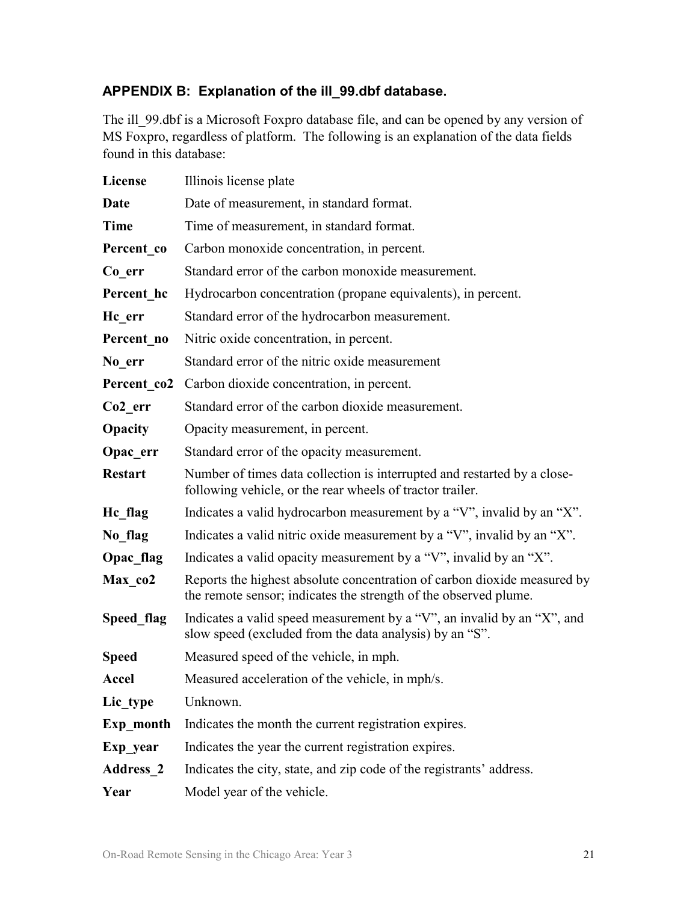## APPENDIX B: Explanation of the ill_99.dbf database.

The ill_99.dbf is a Microsoft Foxpro database file, and can be opened by any version of MS Foxpro, regardless of platform. The following is an explanation of the data fields found in this database:

| | |
|---|---|
| **License** | Illinois license plate |
| **Date** | Date of measurement, in standard format. |
| **Time** | Time of measurement, in standard format. |
| **Percent_co** | Carbon monoxide concentration, in percent. |
| **Co_err** | Standard error of the carbon monoxide measurement. |
| **Percent_hc** | Hydrocarbon concentration (propane equivalents), in percent. |
| **Hc_err** | Standard error of the hydrocarbon measurement. |
| **Percent_no** | Nitric oxide concentration, in percent. |
| **No_err** | Standard error of the nitric oxide measurement |
| **Percent_co2** | Carbon dioxide concentration, in percent. |
| **Co2_err** | Standard error of the carbon dioxide measurement. |
| **Opacity** | Opacity measurement, in percent. |
| **Opac_err** | Standard error of the opacity measurement. |
| **Restart** | Number of times data collection is interrupted and restarted by a close-following vehicle, or the rear wheels of tractor trailer. |
| **Hc_flag** | Indicates a valid hydrocarbon measurement by a "V", invalid by an "X". |
| **No_flag** | Indicates a valid nitric oxide measurement by a "V", invalid by an "X". |
| **Opac_flag** | Indicates a valid opacity measurement by a "V", invalid by an "X". |
| **Max_co2** | Reports the highest absolute concentration of carbon dioxide measured by the remote sensor; indicates the strength of the observed plume. |
| **Speed_flag** | Indicates a valid speed measurement by a "V", an invalid by an "X", and slow speed (excluded from the data analysis) by an "S". |
| **Speed** | Measured speed of the vehicle, in mph. |
| **Accel** | Measured acceleration of the vehicle, in mph/s. |
| **Lic_type** | Unknown. |
| **Exp_month** | Indicates the month the current registration expires. |
| **Exp_year** | Indicates the year the current registration expires. |
| **Address_2** | Indicates the city, state, and zip code of the registrants' address. |
| **Year** | Model year of the vehicle. |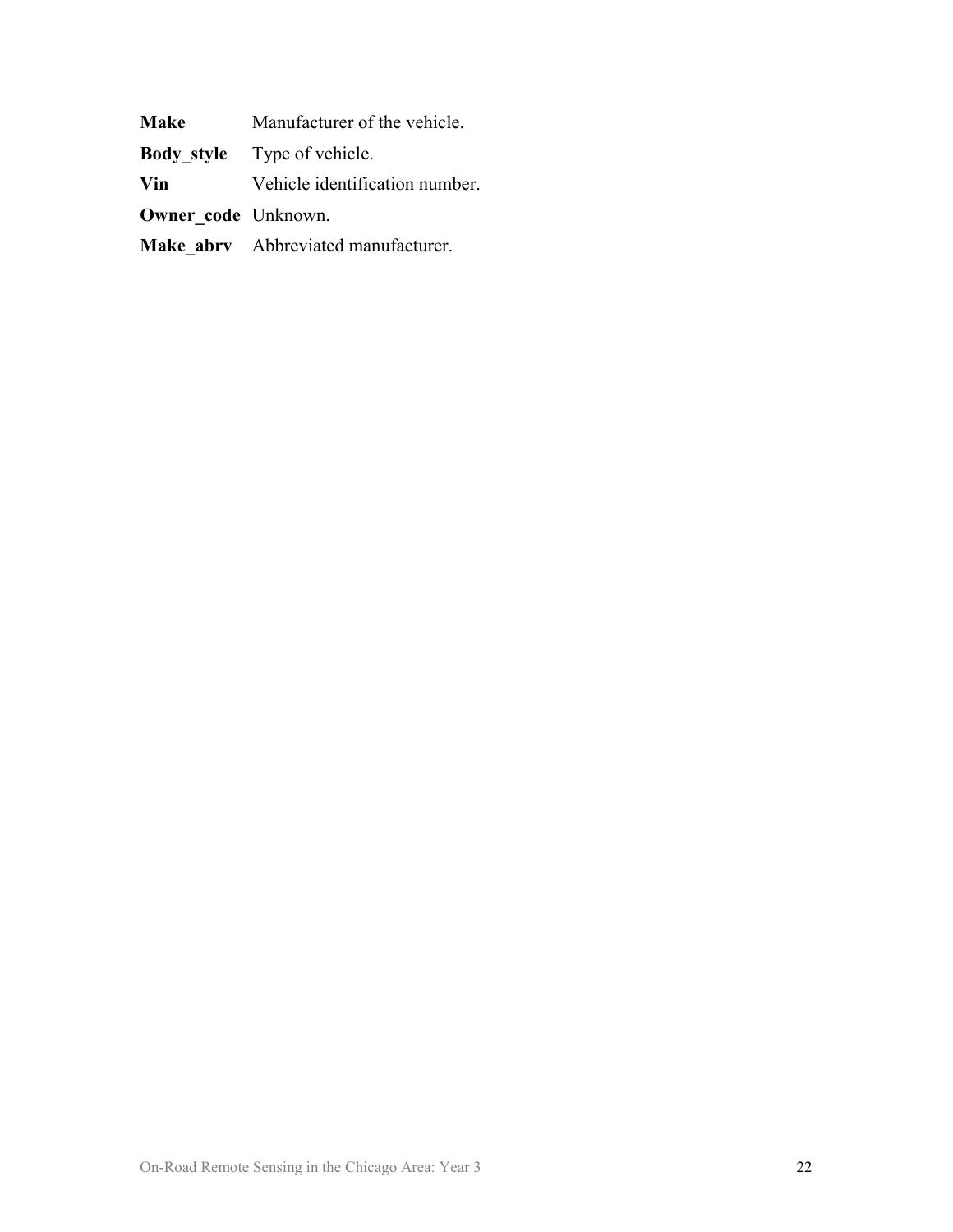**Make** Manufacturer of the vehicle.

**Body_style** Type of vehicle.

**Vin** Vehicle identification number.

**Owner_code** Unknown.

**Make_abrv** Abbreviated manufacturer.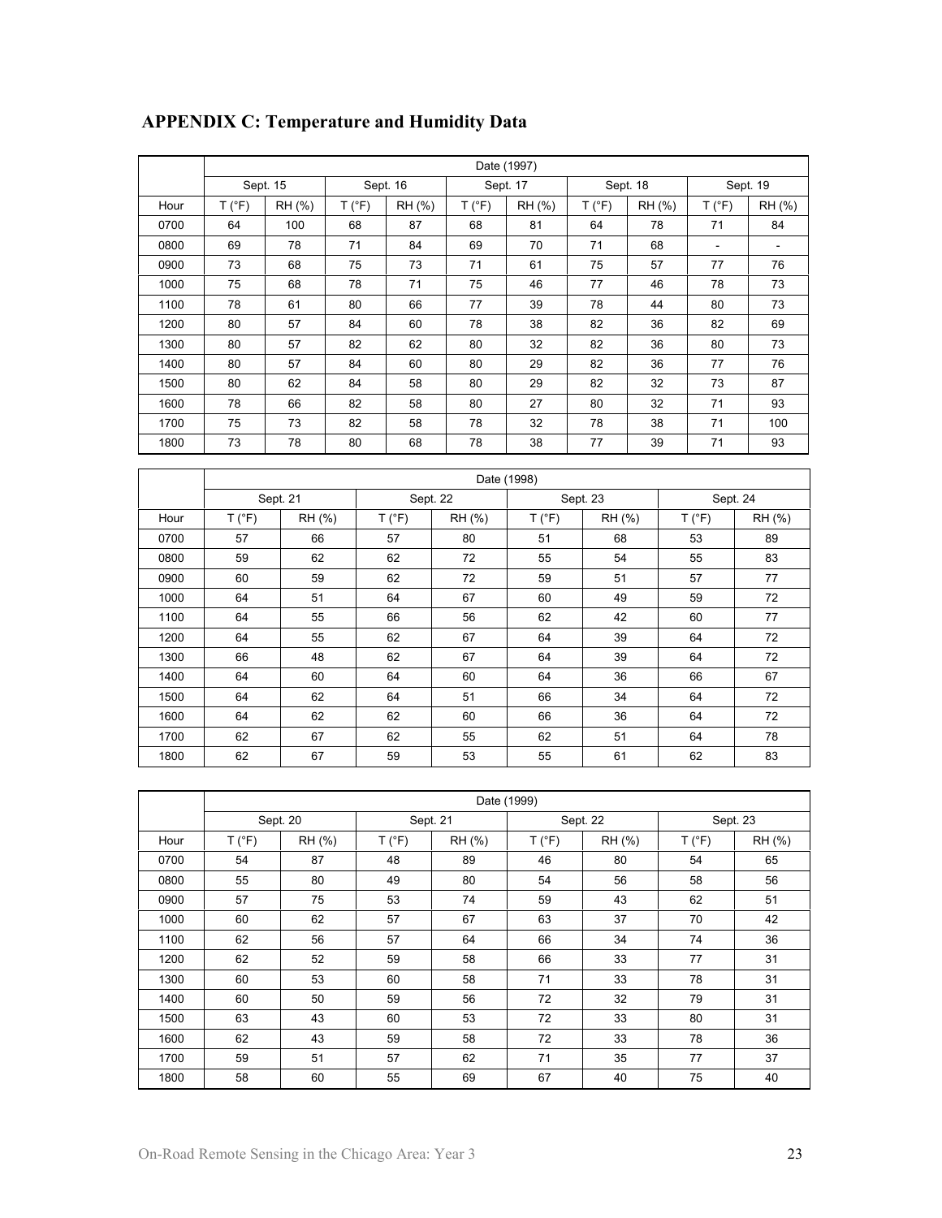## APPENDIX C: Temperature and Humidity Data

| | Date (1997) | | | | | | | | | |
|---|---|---|---|---|---|---|---|---|---|---|
| | Sept. 15 | | Sept. 16 | | Sept. 17 | | Sept. 18 | | Sept. 19 | |
| Hour | T (°F) | RH (%) | T (°F) | RH (%) | T (°F) | RH (%) | T (°F) | RH (%) | T (°F) | RH (%) |
| 0700 | 64 | 100 | 68 | 87 | 68 | 81 | 64 | 78 | 71 | 84 |
| 0800 | 69 | 78 | 71 | 84 | 69 | 70 | 71 | 68 | - | - |
| 0900 | 73 | 68 | 75 | 73 | 71 | 61 | 75 | 57 | 77 | 76 |
| 1000 | 75 | 68 | 78 | 71 | 75 | 46 | 77 | 46 | 78 | 73 |
| 1100 | 78 | 61 | 80 | 66 | 77 | 39 | 78 | 44 | 80 | 73 |
| 1200 | 80 | 57 | 84 | 60 | 78 | 38 | 82 | 36 | 82 | 69 |
| 1300 | 80 | 57 | 82 | 62 | 80 | 32 | 82 | 36 | 80 | 73 |
| 1400 | 80 | 57 | 84 | 60 | 80 | 29 | 82 | 36 | 77 | 76 |
| 1500 | 80 | 62 | 84 | 58 | 80 | 29 | 82 | 32 | 73 | 87 |
| 1600 | 78 | 66 | 82 | 58 | 80 | 27 | 80 | 32 | 71 | 93 |
| 1700 | 75 | 73 | 82 | 58 | 78 | 32 | 78 | 38 | 71 | 100 |
| 1800 | 73 | 78 | 80 | 68 | 78 | 38 | 77 | 39 | 71 | 93 |

| | Date (1998) | | | | | | | |
|---|---|---|---|---|---|---|---|---|
| | Sept. 21 | | Sept. 22 | | Sept. 23 | | Sept. 24 | |
| Hour | T (°F) | RH (%) | T (°F) | RH (%) | T (°F) | RH (%) | T (°F) | RH (%) |
| 0700 | 57 | 66 | 57 | 80 | 51 | 68 | 53 | 89 |
| 0800 | 59 | 62 | 62 | 72 | 55 | 54 | 55 | 83 |
| 0900 | 60 | 59 | 62 | 72 | 59 | 51 | 57 | 77 |
| 1000 | 64 | 51 | 64 | 67 | 60 | 49 | 59 | 72 |
| 1100 | 64 | 55 | 66 | 56 | 62 | 42 | 60 | 77 |
| 1200 | 64 | 55 | 62 | 67 | 64 | 39 | 64 | 72 |
| 1300 | 66 | 48 | 62 | 67 | 64 | 39 | 64 | 72 |
| 1400 | 64 | 60 | 64 | 60 | 64 | 36 | 66 | 67 |
| 1500 | 64 | 62 | 64 | 51 | 66 | 34 | 64 | 72 |
| 1600 | 64 | 62 | 62 | 60 | 66 | 36 | 64 | 72 |
| 1700 | 62 | 67 | 62 | 55 | 62 | 51 | 64 | 78 |
| 1800 | 62 | 67 | 59 | 53 | 55 | 61 | 62 | 83 |

| | Date (1999) | | | | | | | |
|---|---|---|---|---|---|---|---|---|
| | Sept. 20 | | Sept. 21 | | Sept. 22 | | Sept. 23 | |
| Hour | T (°F) | RH (%) | T (°F) | RH (%) | T (°F) | RH (%) | T (°F) | RH (%) |
| 0700 | 54 | 87 | 48 | 89 | 46 | 80 | 54 | 65 |
| 0800 | 55 | 80 | 49 | 80 | 54 | 56 | 58 | 56 |
| 0900 | 57 | 75 | 53 | 74 | 59 | 43 | 62 | 51 |
| 1000 | 60 | 62 | 57 | 67 | 63 | 37 | 70 | 42 |
| 1100 | 62 | 56 | 57 | 64 | 66 | 34 | 74 | 36 |
| 1200 | 62 | 52 | 59 | 58 | 66 | 33 | 77 | 31 |
| 1300 | 60 | 53 | 60 | 58 | 71 | 33 | 78 | 31 |
| 1400 | 60 | 50 | 59 | 56 | 72 | 32 | 79 | 31 |
| 1500 | 63 | 43 | 60 | 53 | 72 | 33 | 80 | 31 |
| 1600 | 62 | 43 | 59 | 58 | 72 | 33 | 78 | 36 |
| 1700 | 59 | 51 | 57 | 62 | 71 | 35 | 77 | 37 |
| 1800 | 58 | 60 | 55 | 69 | 67 | 40 | 75 | 40 |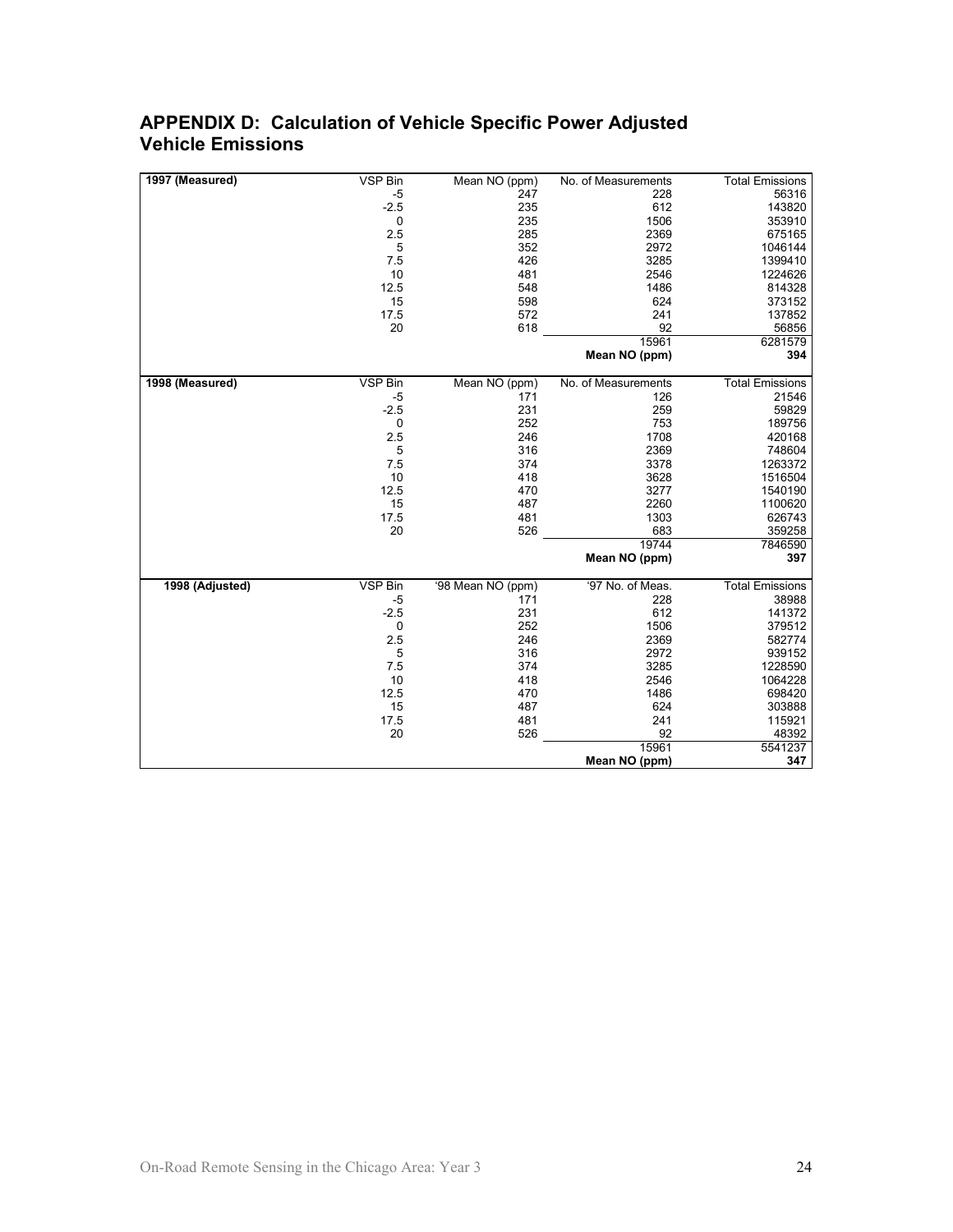## APPENDIX D: Calculation of Vehicle Specific Power Adjusted Vehicle Emissions

| 1997 (Measured) | VSP Bin | Mean NO (ppm) | No. of Measurements | Total Emissions |
|---|---|---|---|---|
| | -5 | 247 | 228 | 56316 |
| | -2.5 | 235 | 612 | 143820 |
| | 0 | 235 | 1506 | 353910 |
| | 2.5 | 285 | 2369 | 675165 |
| | 5 | 352 | 2972 | 1046144 |
| | 7.5 | 426 | 3285 | 1399410 |
| | 10 | 481 | 2546 | 1224626 |
| | 12.5 | 548 | 1486 | 814328 |
| | 15 | 598 | 624 | 373152 |
| | 17.5 | 572 | 241 | 137852 |
| | 20 | 618 | 92 | 56856 |
| | | | 15961 | 6281579 |
| | | | **Mean NO (ppm)** | **394** |

| 1998 (Measured) | VSP Bin | Mean NO (ppm) | No. of Measurements | Total Emissions |
|---|---|---|---|---|
| | -5 | 171 | 126 | 21546 |
| | -2.5 | 231 | 259 | 59829 |
| | 0 | 252 | 753 | 189756 |
| | 2.5 | 246 | 1708 | 420168 |
| | 5 | 316 | 2369 | 748604 |
| | 7.5 | 374 | 3378 | 1263372 |
| | 10 | 418 | 3628 | 1516504 |
| | 12.5 | 470 | 3277 | 1540190 |
| | 15 | 487 | 2260 | 1100620 |
| | 17.5 | 481 | 1303 | 626743 |
| | 20 | 526 | 683 | 359258 |
| | | | 19744 | 7846590 |
| | | | **Mean NO (ppm)** | **397** |

| 1998 (Adjusted) | VSP Bin | '98 Mean NO (ppm) | '97 No. of Meas. | Total Emissions |
|---|---|---|---|---|
| | -5 | 171 | 228 | 38988 |
| | -2.5 | 231 | 612 | 141372 |
| | 0 | 252 | 1506 | 379512 |
| | 2.5 | 246 | 2369 | 582774 |
| | 5 | 316 | 2972 | 939152 |
| | 7.5 | 374 | 3285 | 1228590 |
| | 10 | 418 | 2546 | 1064228 |
| | 12.5 | 470 | 1486 | 698420 |
| | 15 | 487 | 624 | 303888 |
| | 17.5 | 481 | 241 | 115921 |
| | 20 | 526 | 92 | 48392 |
| | | | 15961 | 5541237 |
| | | | **Mean NO (ppm)** | **347** |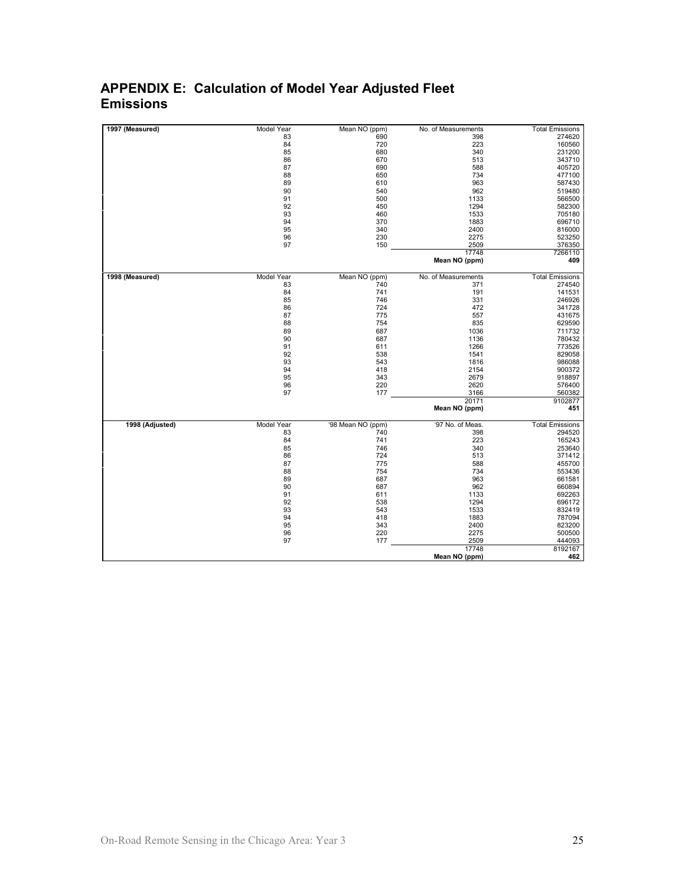# APPENDIX E: Calculation of Model Year Adjusted Fleet Emissions

| | | | | |
|---|---|---|---|---|
| **1997 (Measured)** | Model Year | Mean NO (ppm) | No. of Measurements | Total Emissions |
| | 83 | 690 | 398 | 274620 |
| | 84 | 720 | 223 | 160560 |
| | 85 | 680 | 340 | 231200 |
| | 86 | 670 | 513 | 343710 |
| | 87 | 690 | 588 | 405720 |
| | 88 | 650 | 734 | 477100 |
| | 89 | 610 | 963 | 587430 |
| | 90 | 540 | 962 | 519480 |
| | 91 | 500 | 1133 | 566500 |
| | 92 | 450 | 1294 | 582300 |
| | 93 | 460 | 1533 | 705180 |
| | 94 | 370 | 1883 | 696710 |
| | 95 | 340 | 2400 | 816000 |
| | 96 | 230 | 2275 | 523250 |
| | 97 | 150 | 2509 | 376350 |
| | | | 17748 | 7266110 |
| | | | **Mean NO (ppm)** | **409** |
| **1998 (Measured)** | Model Year | Mean NO (ppm) | No. of Measurements | Total Emissions |
| | 83 | 740 | 371 | 274540 |
| | 84 | 741 | 191 | 141531 |
| | 85 | 746 | 331 | 246926 |
| | 86 | 724 | 472 | 341728 |
| | 87 | 775 | 557 | 431675 |
| | 88 | 754 | 835 | 629590 |
| | 89 | 687 | 1036 | 711732 |
| | 90 | 687 | 1136 | 780432 |
| | 91 | 611 | 1266 | 773526 |
| | 92 | 538 | 1541 | 829058 |
| | 93 | 543 | 1816 | 986088 |
| | 94 | 418 | 2154 | 900372 |
| | 95 | 343 | 2679 | 918897 |
| | 96 | 220 | 2620 | 576400 |
| | 97 | 177 | 3166 | 560382 |
| | | | 20171 | 9102877 |
| | | | **Mean NO (ppm)** | **451** |
| **1998 (Adjusted)** | Model Year | '98 Mean NO (ppm) | '97 No. of Meas. | Total Emissions |
| | 83 | 740 | 398 | 294520 |
| | 84 | 741 | 223 | 165243 |
| | 85 | 746 | 340 | 253640 |
| | 86 | 724 | 513 | 371412 |
| | 87 | 775 | 588 | 455700 |
| | 88 | 754 | 734 | 553436 |
| | 89 | 687 | 963 | 661581 |
| | 90 | 687 | 962 | 660894 |
| | 91 | 611 | 1133 | 692263 |
| | 92 | 538 | 1294 | 696172 |
| | 93 | 543 | 1533 | 832419 |
| | 94 | 418 | 1883 | 787094 |
| | 95 | 343 | 2400 | 823200 |
| | 96 | 220 | 2275 | 500500 |
| | 97 | 177 | 2509 | 444093 |
| | | | 17748 | 8192167 |
| | | | **Mean NO (ppm)** | **462** |